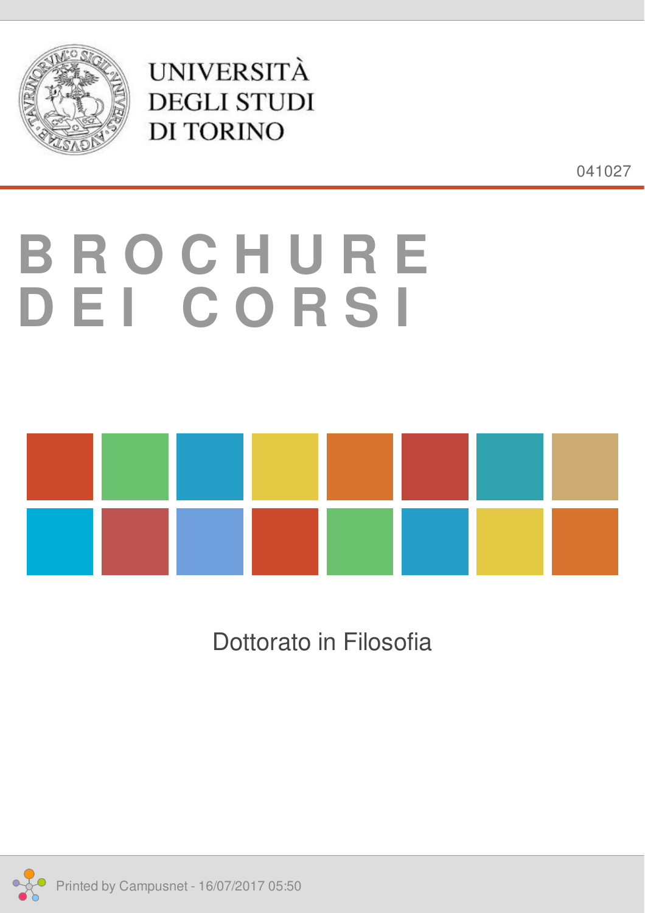UNIVERSITÀ
DEGLI STUDI
DI TORINO

041027

# BROCHURE DEI CORSI

Dottorato in Filosofia

Printed by Campusnet - 16/07/2017 05:50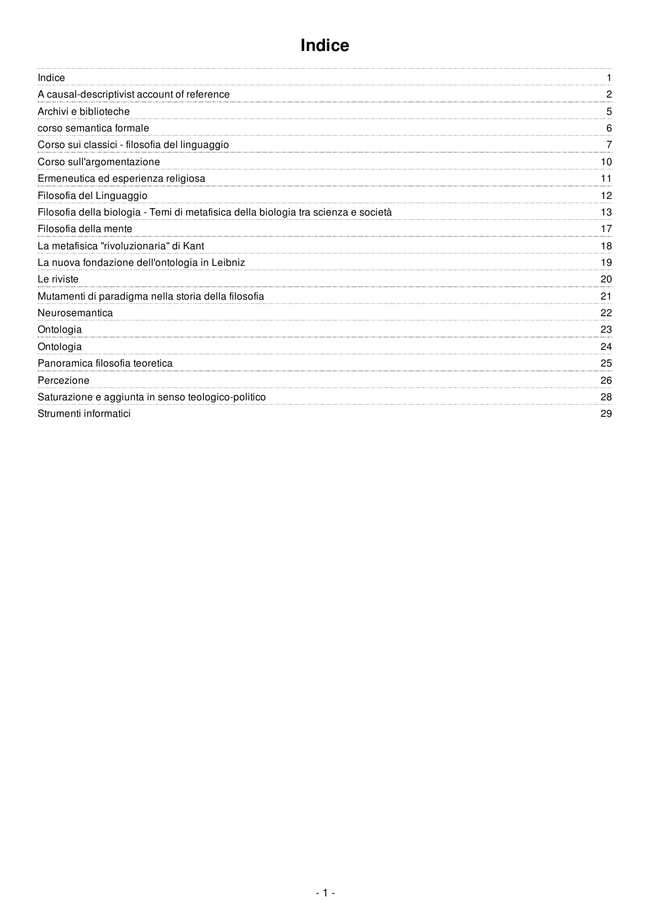# Indice

| | |
|---|---|
| Indice | 1 |
| A causal-descriptivist account of reference | 2 |
| Archivi e biblioteche | 5 |
| corso semantica formale | 6 |
| Corso sui classici - filosofia del linguaggio | 7 |
| Corso sull'argomentazione | 10 |
| Ermeneutica ed esperienza religiosa | 11 |
| Filosofia del Linguaggio | 12 |
| Filosofia della biologia - Temi di metafisica della biologia tra scienza e società | 13 |
| Filosofia della mente | 17 |
| La metafisica "rivoluzionaria" di Kant | 18 |
| La nuova fondazione dell'ontologia in Leibniz | 19 |
| Le riviste | 20 |
| Mutamenti di paradigma nella storia della filosofia | 21 |
| Neurosemantica | 22 |
| Ontologia | 23 |
| Ontologia | 24 |
| Panoramica filosofia teoretica | 25 |
| Percezione | 26 |
| Saturazione e aggiunta in senso teologico-politico | 28 |
| Strumenti informatici | 29 |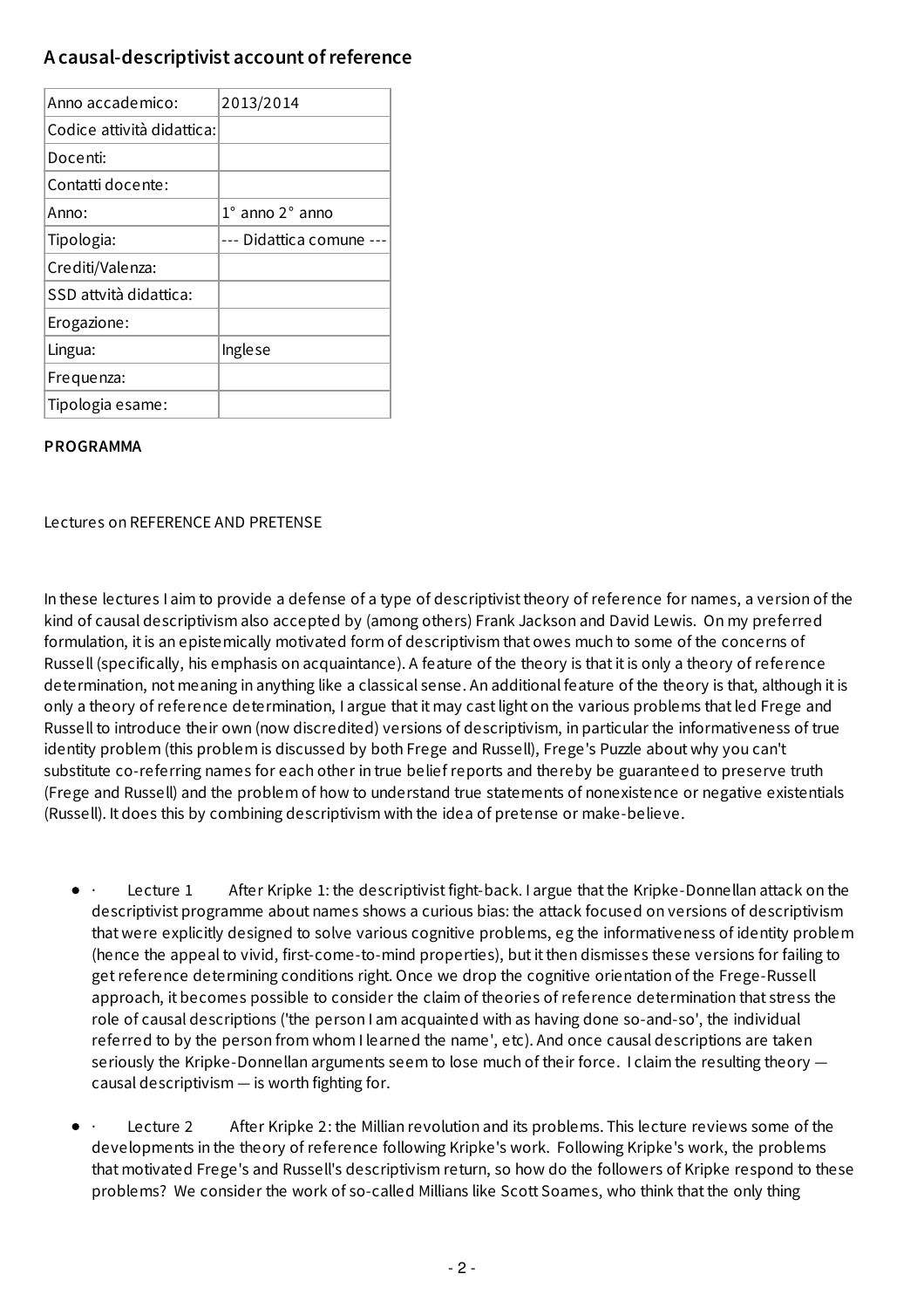## A causal-descriptivist account of reference

| Anno accademico: | 2013/2014 |
|---|---|
| Codice attività didattica: | |
| Docenti: | |
| Contatti docente: | |
| Anno: | 1° anno 2° anno |
| Tipologia: | --- Didattica comune --- |
| Crediti/Valenza: | |
| SSD attvità didattica: | |
| Erogazione: | |
| Lingua: | Inglese |
| Frequenza: | |
| Tipologia esame: | |

**PROGRAMMA**

Lectures on REFERENCE AND PRETENSE

In these lectures I aim to provide a defense of a type of descriptivist theory of reference for names, a version of the kind of causal descriptivism also accepted by (among others) Frank Jackson and David Lewis. On my preferred formulation, it is an epistemically motivated form of descriptivism that owes much to some of the concerns of Russell (specifically, his emphasis on acquaintance). A feature of the theory is that it is only a theory of reference determination, not meaning in anything like a classical sense. An additional feature of the theory is that, although it is only a theory of reference determination, I argue that it may cast light on the various problems that led Frege and Russell to introduce their own (now discredited) versions of descriptivism, in particular the informativeness of true identity problem (this problem is discussed by both Frege and Russell), Frege's Puzzle about why you can't substitute co-referring names for each other in true belief reports and thereby be guaranteed to preserve truth (Frege and Russell) and the problem of how to understand true statements of nonexistence or negative existentials (Russell). It does this by combining descriptivism with the idea of pretense or make-believe.

- · Lecture 1 After Kripke 1: the descriptivist fight-back. I argue that the Kripke-Donnellan attack on the descriptivist programme about names shows a curious bias: the attack focused on versions of descriptivism that were explicitly designed to solve various cognitive problems, eg the informativeness of identity problem (hence the appeal to vivid, first-come-to-mind properties), but it then dismisses these versions for failing to get reference determining conditions right. Once we drop the cognitive orientation of the Frege-Russell approach, it becomes possible to consider the claim of theories of reference determination that stress the role of causal descriptions ('the person I am acquainted with as having done so-and-so', the individual referred to by the person from whom I learned the name', etc). And once causal descriptions are taken seriously the Kripke-Donnellan arguments seem to lose much of their force. I claim the resulting theory — causal descriptivism — is worth fighting for.
- · Lecture 2 After Kripke 2: the Millian revolution and its problems. This lecture reviews some of the developments in the theory of reference following Kripke's work. Following Kripke's work, the problems that motivated Frege's and Russell's descriptivism return, so how do the followers of Kripke respond to these problems? We consider the work of so-called Millians like Scott Soames, who think that the only thing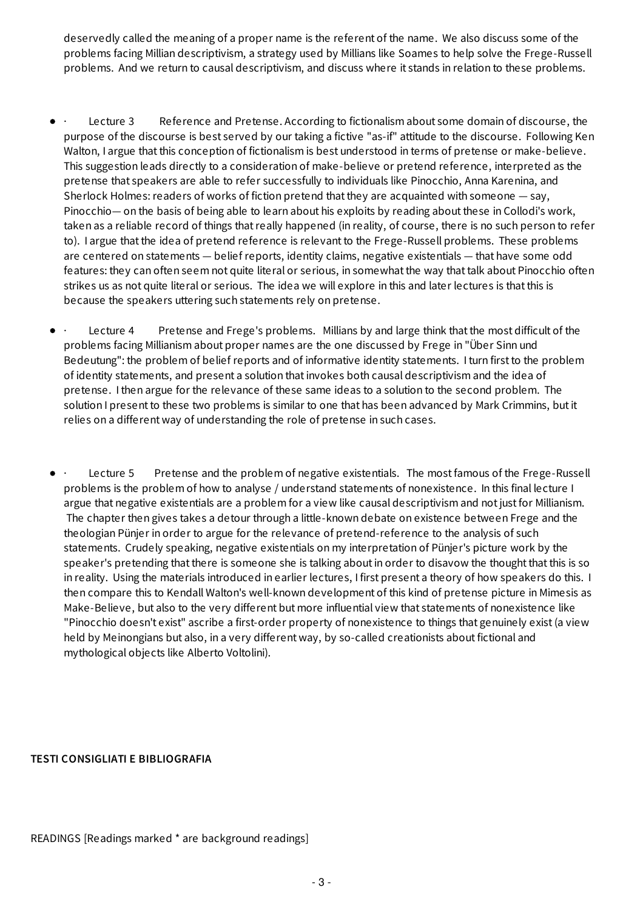deservedly called the meaning of a proper name is the referent of the name. We also discuss some of the problems facing Millian descriptivism, a strategy used by Millians like Soames to help solve the Frege-Russell problems. And we return to causal descriptivism, and discuss where it stands in relation to these problems.

- · Lecture 3 Reference and Pretense. According to fictionalism about some domain of discourse, the purpose of the discourse is best served by our taking a fictive "as-if" attitude to the discourse. Following Ken Walton, I argue that this conception of fictionalism is best understood in terms of pretense or make-believe. This suggestion leads directly to a consideration of make-believe or pretend reference, interpreted as the pretense that speakers are able to refer successfully to individuals like Pinocchio, Anna Karenina, and Sherlock Holmes: readers of works of fiction pretend that they are acquainted with someone — say, Pinocchio— on the basis of being able to learn about his exploits by reading about these in Collodi's work, taken as a reliable record of things that really happened (in reality, of course, there is no such person to refer to). I argue that the idea of pretend reference is relevant to the Frege-Russell problems. These problems are centered on statements — belief reports, identity claims, negative existentials — that have some odd features: they can often seem not quite literal or serious, in somewhat the way that talk about Pinocchio often strikes us as not quite literal or serious. The idea we will explore in this and later lectures is that this is because the speakers uttering such statements rely on pretense.

- · Lecture 4 Pretense and Frege's problems. Millians by and large think that the most difficult of the problems facing Millianism about proper names are the one discussed by Frege in "Über Sinn und Bedeutung": the problem of belief reports and of informative identity statements. I turn first to the problem of identity statements, and present a solution that invokes both causal descriptivism and the idea of pretense. I then argue for the relevance of these same ideas to a solution to the second problem. The solution I present to these two problems is similar to one that has been advanced by Mark Crimmins, but it relies on a different way of understanding the role of pretense in such cases.

- · Lecture 5 Pretense and the problem of negative existentials. The most famous of the Frege-Russell problems is the problem of how to analyse / understand statements of nonexistence. In this final lecture I argue that negative existentials are a problem for a view like causal descriptivism and not just for Millianism. The chapter then gives takes a detour through a little-known debate on existence between Frege and the theologian Pünjer in order to argue for the relevance of pretend-reference to the analysis of such statements. Crudely speaking, negative existentials on my interpretation of Pünjer's picture work by the speaker's pretending that there is someone she is talking about in order to disavow the thought that this is so in reality. Using the materials introduced in earlier lectures, I first present a theory of how speakers do this. I then compare this to Kendall Walton's well-known development of this kind of pretense picture in Mimesis as Make-Believe, but also to the very different but more influential view that statements of nonexistence like "Pinocchio doesn't exist" ascribe a first-order property of nonexistence to things that genuinely exist (a view held by Meinongians but also, in a very different way, by so-called creationists about fictional and mythological objects like Alberto Voltolini).

**TESTI CONSIGLIATI E BIBLIOGRAFIA**

READINGS [Readings marked * are background readings]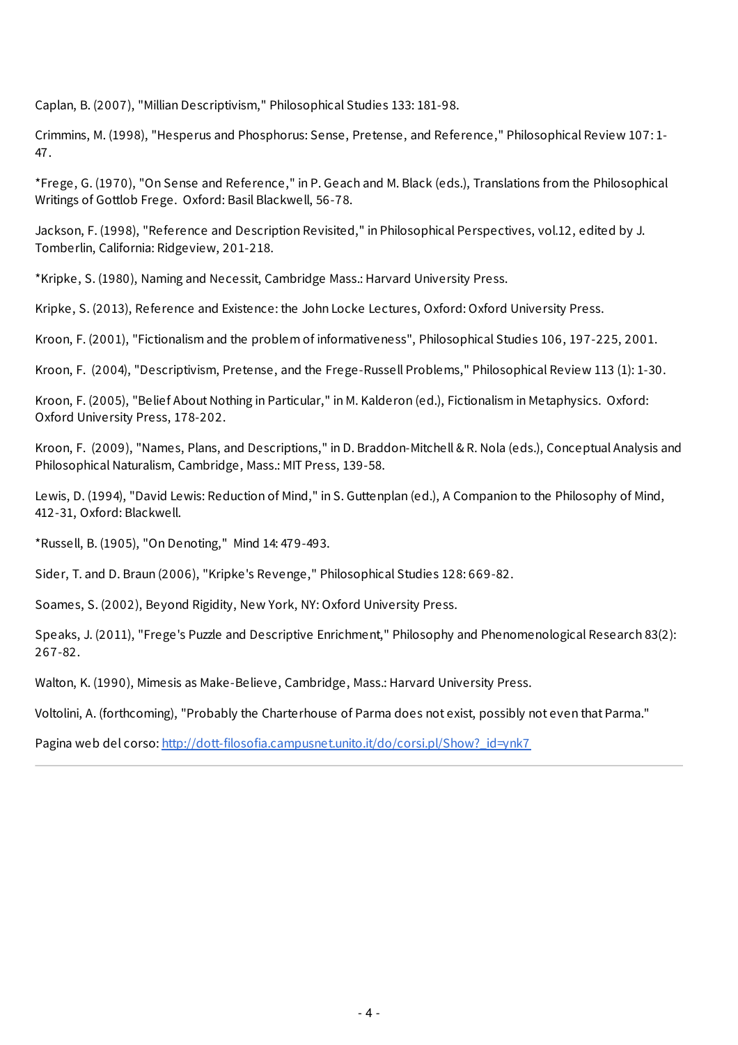Caplan, B. (2007), "Millian Descriptivism," Philosophical Studies 133: 181-98.

Crimmins, M. (1998), "Hesperus and Phosphorus: Sense, Pretense, and Reference," Philosophical Review 107: 1-47.

*Frege, G. (1970), "On Sense and Reference," in P. Geach and M. Black (eds.), Translations from the Philosophical Writings of Gottlob Frege. Oxford: Basil Blackwell, 56-78.

Jackson, F. (1998), "Reference and Description Revisited," in Philosophical Perspectives, vol.12, edited by J. Tomberlin, California: Ridgeview, 201-218.

*Kripke, S. (1980), Naming and Necessit, Cambridge Mass.: Harvard University Press.

Kripke, S. (2013), Reference and Existence: the John Locke Lectures, Oxford: Oxford University Press.

Kroon, F. (2001), "Fictionalism and the problem of informativeness", Philosophical Studies 106, 197-225, 2001.

Kroon, F. (2004), "Descriptivism, Pretense, and the Frege-Russell Problems," Philosophical Review 113 (1): 1-30.

Kroon, F. (2005), "Belief About Nothing in Particular," in M. Kalderon (ed.), Fictionalism in Metaphysics. Oxford: Oxford University Press, 178-202.

Kroon, F. (2009), "Names, Plans, and Descriptions," in D. Braddon-Mitchell & R. Nola (eds.), Conceptual Analysis and Philosophical Naturalism, Cambridge, Mass.: MIT Press, 139-58.

Lewis, D. (1994), "David Lewis: Reduction of Mind," in S. Guttenplan (ed.), A Companion to the Philosophy of Mind, 412-31, Oxford: Blackwell.

*Russell, B. (1905), "On Denoting," Mind 14: 479-493.

Sider, T. and D. Braun (2006), "Kripke's Revenge," Philosophical Studies 128: 669-82.

Soames, S. (2002), Beyond Rigidity, New York, NY: Oxford University Press.

Speaks, J. (2011), "Frege's Puzzle and Descriptive Enrichment," Philosophy and Phenomenological Research 83(2): 267-82.

Walton, K. (1990), Mimesis as Make-Believe, Cambridge, Mass.: Harvard University Press.

Voltolini, A. (forthcoming), "Probably the Charterhouse of Parma does not exist, possibly not even that Parma."

Pagina web del corso: [http://dott-filosofia.campusnet.unito.it/do/corsi.pl/Show?_id=ynk7](http://dott-filosofia.campusnet.unito.it/do/corsi.pl/Show?_id=ynk7)

---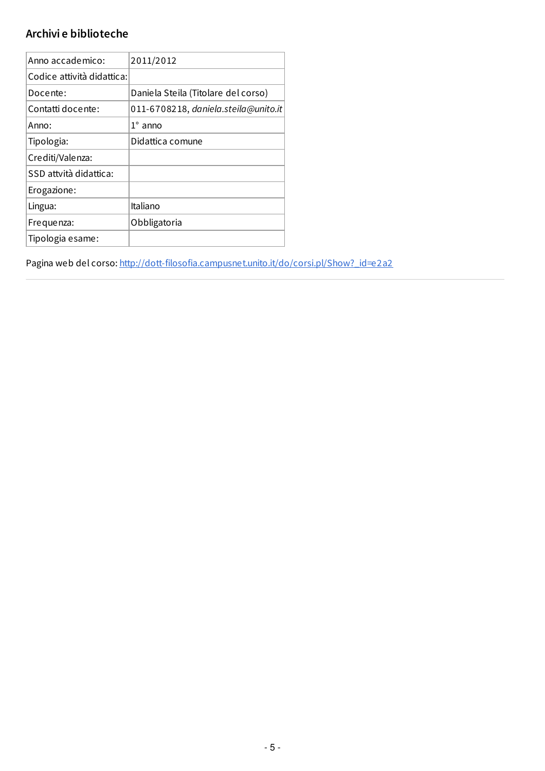## Archivi e biblioteche

| | |
|---|---|
| Anno accademico: | 2011/2012 |
| Codice attività didattica: | |
| Docente: | Daniela Steila (Titolare del corso) |
| Contatti docente: | 011-6708218, *daniela.steila@unito.it* |
| Anno: | 1° anno |
| Tipologia: | Didattica comune |
| Crediti/Valenza: | |
| SSD attvità didattica: | |
| Erogazione: | |
| Lingua: | Italiano |
| Frequenza: | Obbligatoria |
| Tipologia esame: | |

Pagina web del corso: [http://dott-filosofia.campusnet.unito.it/do/corsi.pl/Show?_id=e2a2](http://dott-filosofia.campusnet.unito.it/do/corsi.pl/Show?_id=e2a2)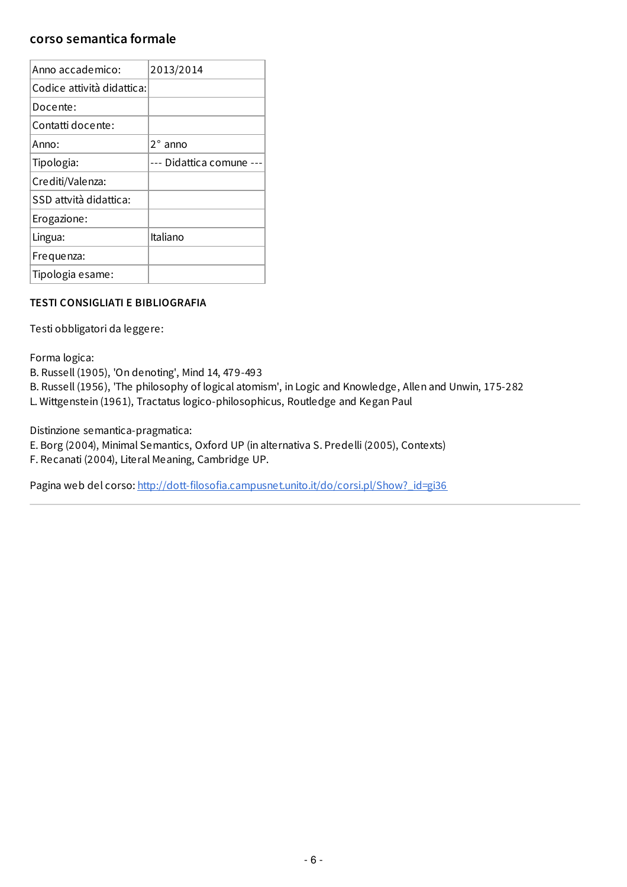## corso semantica formale

| Anno accademico: | 2013/2014 |
|---|---|
| Codice attività didattica: | |
| Docente: | |
| Contatti docente: | |
| Anno: | 2° anno |
| Tipologia: | --- Didattica comune --- |
| Crediti/Valenza: | |
| SSD attvità didattica: | |
| Erogazione: | |
| Lingua: | Italiano |
| Frequenza: | |
| Tipologia esame: | |

### TESTI CONSIGLIATI E BIBLIOGRAFIA

Testi obbligatori da leggere:

Forma logica:
B. Russell (1905), 'On denoting', Mind 14, 479-493
B. Russell (1956), 'The philosophy of logical atomism', in Logic and Knowledge, Allen and Unwin, 175-282
L. Wittgenstein (1961), Tractatus logico-philosophicus, Routledge and Kegan Paul

Distinzione semantica-pragmatica:
E. Borg (2004), Minimal Semantics, Oxford UP (in alternativa S. Predelli (2005), Contexts)
F. Recanati (2004), Literal Meaning, Cambridge UP.

Pagina web del corso: http://dott-filosofia.campusnet.unito.it/do/corsi.pl/Show?_id=gi36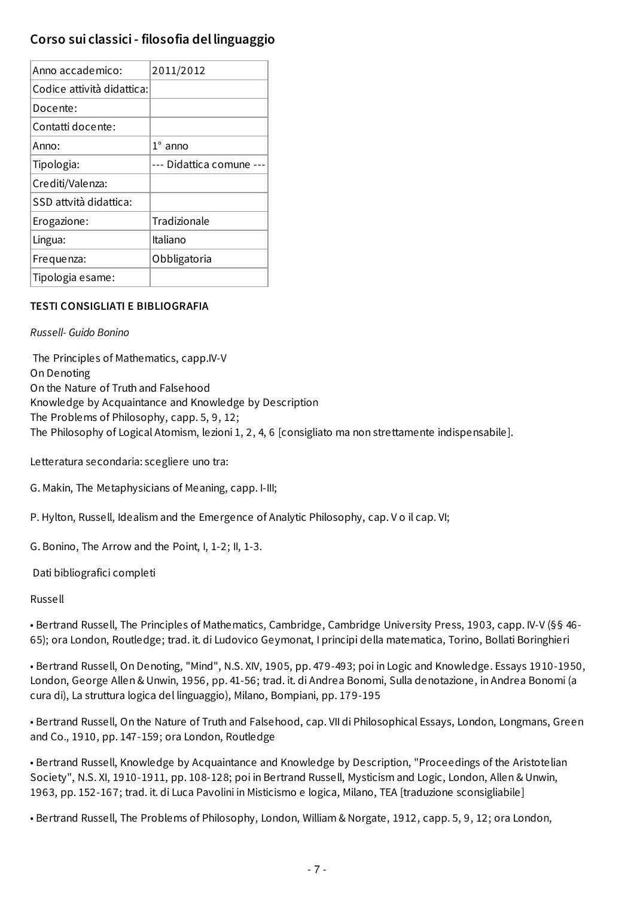## Corso sui classici - filosofia del linguaggio

| | |
|---|---|
| Anno accademico: | 2011/2012 |
| Codice attività didattica: | |
| Docente: | |
| Contatti docente: | |
| Anno: | 1° anno |
| Tipologia: | --- Didattica comune --- |
| Crediti/Valenza: | |
| SSD attvità didattica: | |
| Erogazione: | Tradizionale |
| Lingua: | Italiano |
| Frequenza: | Obbligatoria |
| Tipologia esame: | |

**TESTI CONSIGLIATI E BIBLIOGRAFIA**

*Russell- Guido Bonino*

The Principles of Mathematics, capp.IV-V
On Denoting
On the Nature of Truth and Falsehood
Knowledge by Acquaintance and Knowledge by Description
The Problems of Philosophy, capp. 5, 9, 12;
The Philosophy of Logical Atomism, lezioni 1, 2, 4, 6 [consigliato ma non strettamente indispensabile].

Letteratura secondaria: scegliere uno tra:

G. Makin, The Metaphysicians of Meaning, capp. I-III;

P. Hylton, Russell, Idealism and the Emergence of Analytic Philosophy, cap. V o il cap. VI;

G. Bonino, The Arrow and the Point, I, 1-2; II, 1-3.

Dati bibliografici completi

Russell

• Bertrand Russell, The Principles of Mathematics, Cambridge, Cambridge University Press, 1903, capp. IV-V (§§ 46-65); ora London, Routledge; trad. it. di Ludovico Geymonat, I principi della matematica, Torino, Bollati Boringhieri

• Bertrand Russell, On Denoting, "Mind", N.S. XIV, 1905, pp. 479-493; poi in Logic and Knowledge. Essays 1910-1950, London, George Allen & Unwin, 1956, pp. 41-56; trad. it. di Andrea Bonomi, Sulla denotazione, in Andrea Bonomi (a cura di), La struttura logica del linguaggio), Milano, Bompiani, pp. 179-195

• Bertrand Russell, On the Nature of Truth and Falsehood, cap. VII di Philosophical Essays, London, Longmans, Green and Co., 1910, pp. 147-159; ora London, Routledge

• Bertrand Russell, Knowledge by Acquaintance and Knowledge by Description, "Proceedings of the Aristotelian Society", N.S. XI, 1910-1911, pp. 108-128; poi in Bertrand Russell, Mysticism and Logic, London, Allen & Unwin, 1963, pp. 152-167; trad. it. di Luca Pavolini in Misticismo e logica, Milano, TEA [traduzione sconsigliabile]

• Bertrand Russell, The Problems of Philosophy, London, William & Norgate, 1912, capp. 5, 9, 12; ora London,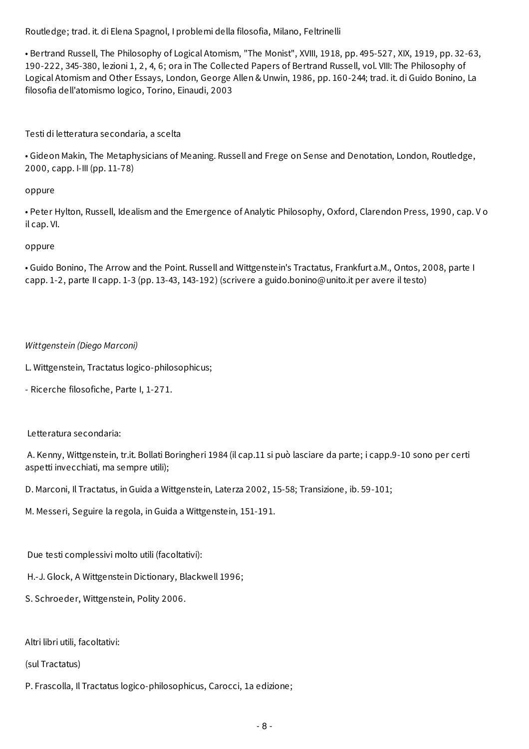Routledge; trad. it. di Elena Spagnol, I problemi della filosofia, Milano, Feltrinelli

- Bertrand Russell, The Philosophy of Logical Atomism, "The Monist", XVIII, 1918, pp. 495-527, XIX, 1919, pp. 32-63, 190-222, 345-380, lezioni 1, 2, 4, 6; ora in The Collected Papers of Bertrand Russell, vol. VIII: The Philosophy of Logical Atomism and Other Essays, London, George Allen & Unwin, 1986, pp. 160-244; trad. it. di Guido Bonino, La filosofia dell'atomismo logico, Torino, Einaudi, 2003

Testi di letteratura secondaria, a scelta

- Gideon Makin, The Metaphysicians of Meaning. Russell and Frege on Sense and Denotation, London, Routledge, 2000, capp. I-III (pp. 11-78)

oppure

- Peter Hylton, Russell, Idealism and the Emergence of Analytic Philosophy, Oxford, Clarendon Press, 1990, cap. V o il cap. VI.

oppure

- Guido Bonino, The Arrow and the Point. Russell and Wittgenstein's Tractatus, Frankfurt a.M., Ontos, 2008, parte I capp. 1-2, parte II capp. 1-3 (pp. 13-43, 143-192) (scrivere a guido.bonino@unito.it per avere il testo)

*Wittgenstein (Diego Marconi)*

L. Wittgenstein, Tractatus logico-philosophicus;

- Ricerche filosofiche, Parte I, 1-271.

Letteratura secondaria:

A. Kenny, Wittgenstein, tr.it. Bollati Boringheri 1984 (il cap.11 si può lasciare da parte; i capp.9-10 sono per certi aspetti invecchiati, ma sempre utili);

D. Marconi, Il Tractatus, in Guida a Wittgenstein, Laterza 2002, 15-58; Transizione, ib. 59-101;

M. Messeri, Seguire la regola, in Guida a Wittgenstein, 151-191.

Due testi complessivi molto utili (facoltativi):

H.-J. Glock, A Wittgenstein Dictionary, Blackwell 1996;

S. Schroeder, Wittgenstein, Polity 2006.

Altri libri utili, facoltativi:

(sul Tractatus)

P. Frascolla, Il Tractatus logico-philosophicus, Carocci, 1a edizione;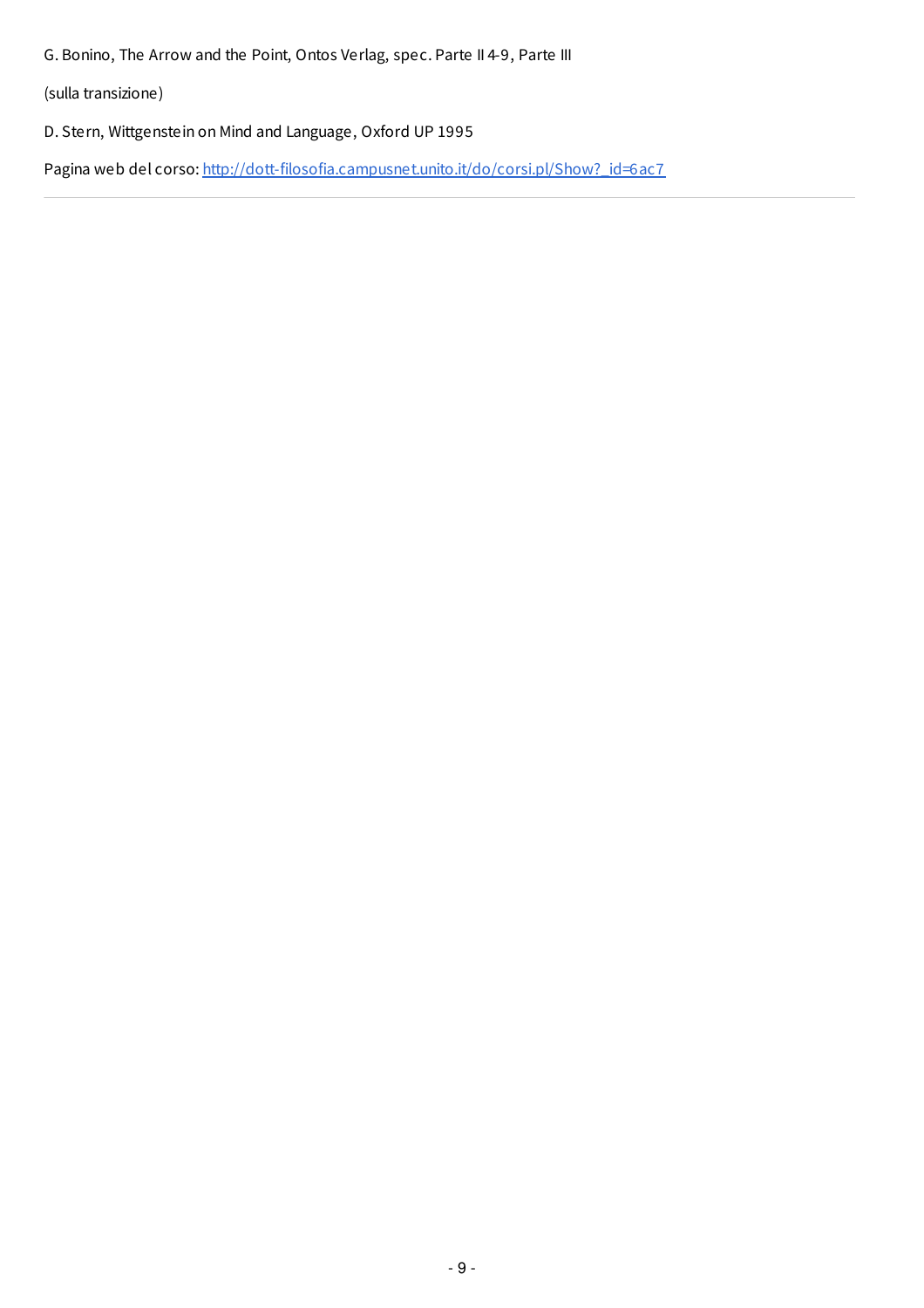G. Bonino, The Arrow and the Point, Ontos Verlag, spec. Parte II 4-9, Parte III

(sulla transizione)

D. Stern, Wittgenstein on Mind and Language, Oxford UP 1995

Pagina web del corso: [http://dott-filosofia.campusnet.unito.it/do/corsi.pl/Show?_id=6ac7](http://dott-filosofia.campusnet.unito.it/do/corsi.pl/Show?_id=6ac7)

---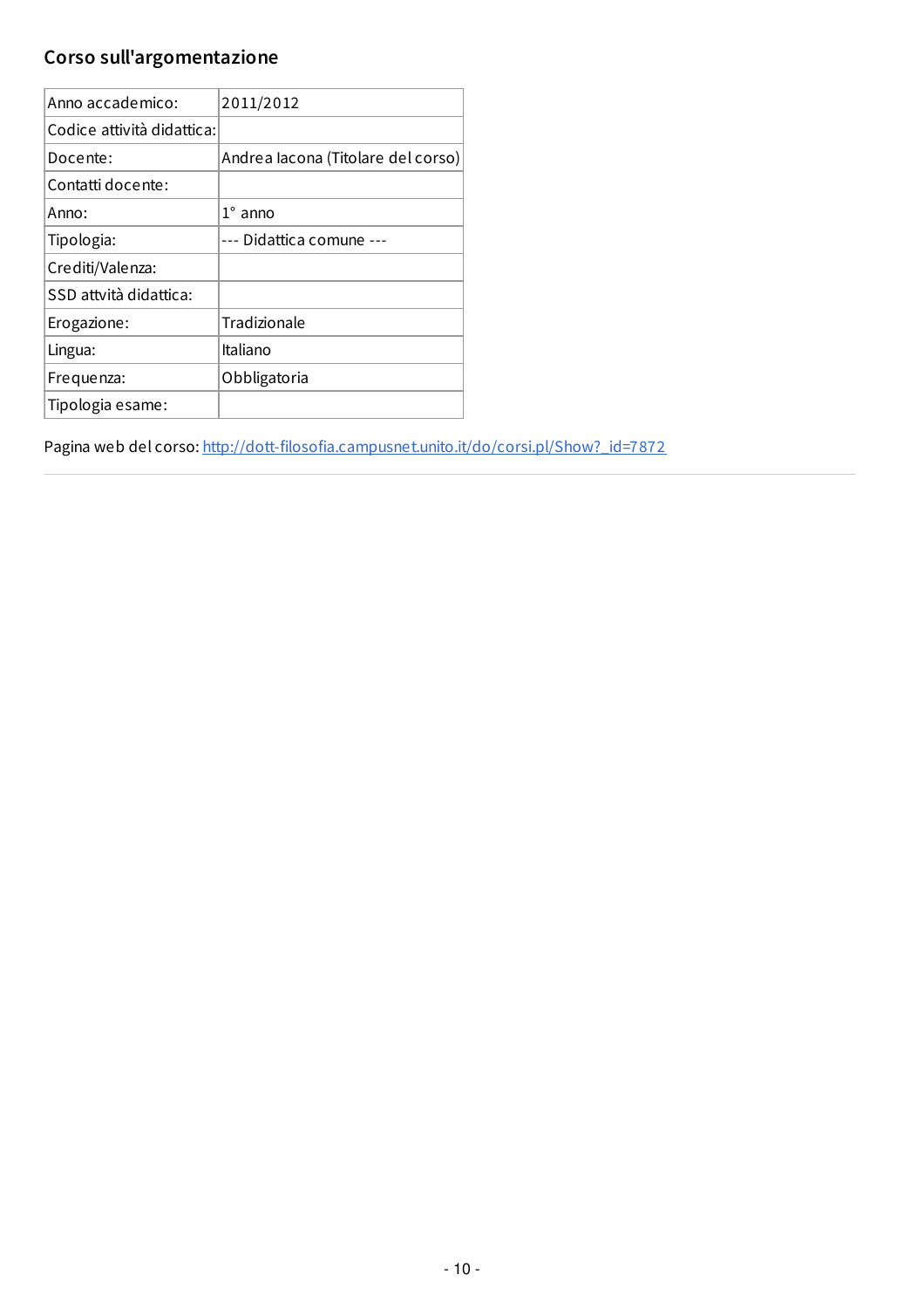## Corso sull'argomentazione

| | |
|---|---|
| Anno accademico: | 2011/2012 |
| Codice attività didattica: | |
| Docente: | Andrea Iacona (Titolare del corso) |
| Contatti docente: | |
| Anno: | 1° anno |
| Tipologia: | --- Didattica comune --- |
| Crediti/Valenza: | |
| SSD attvità didattica: | |
| Erogazione: | Tradizionale |
| Lingua: | Italiano |
| Frequenza: | Obbligatoria |
| Tipologia esame: | |

Pagina web del corso: http://dott-filosofia.campusnet.unito.it/do/corsi.pl/Show?_id=7872

---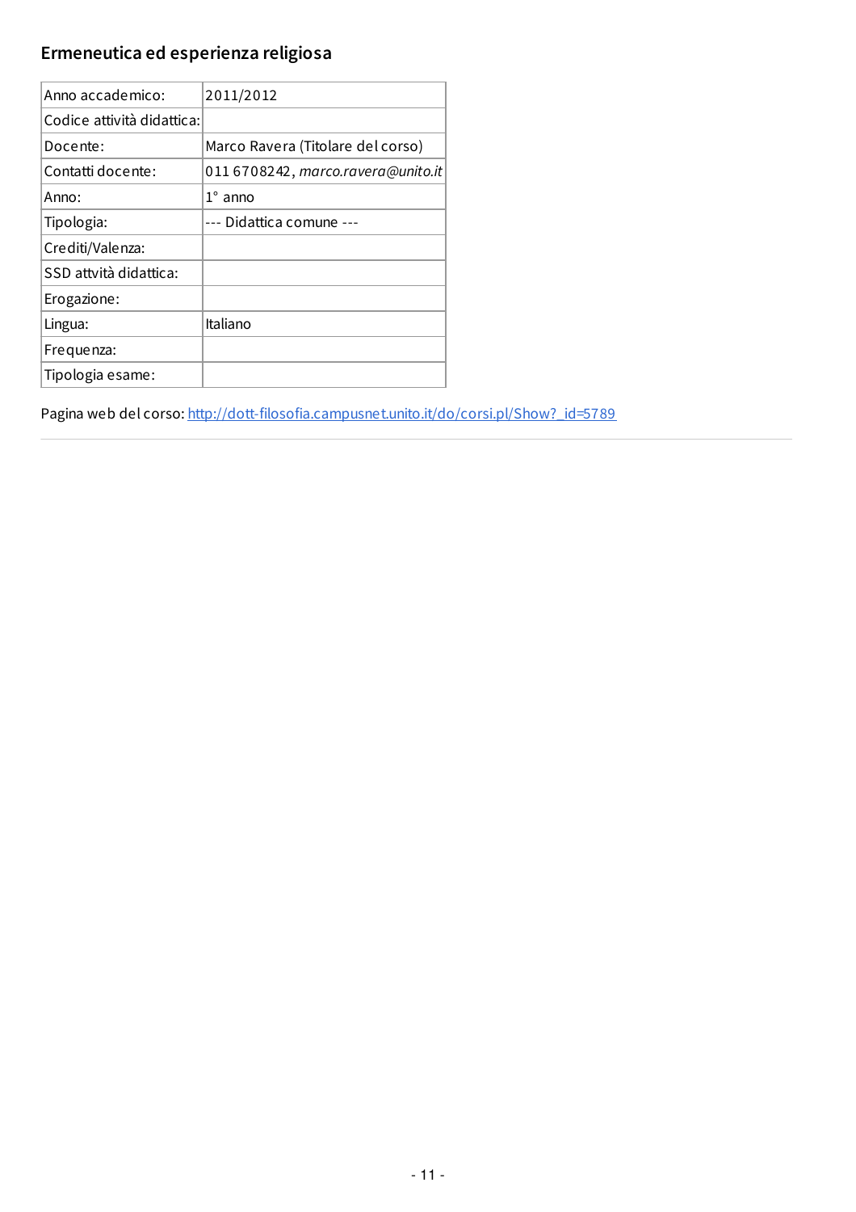## Ermeneutica ed esperienza religiosa

| | |
|---|---|
| Anno accademico: | 2011/2012 |
| Codice attività didattica: | |
| Docente: | Marco Ravera (Titolare del corso) |
| Contatti docente: | 011 6708242, *marco.ravera@unito.it* |
| Anno: | 1° anno |
| Tipologia: | --- Didattica comune --- |
| Crediti/Valenza: | |
| SSD attvità didattica: | |
| Erogazione: | |
| Lingua: | Italiano |
| Frequenza: | |
| Tipologia esame: | |

Pagina web del corso: http://dott-filosofia.campusnet.unito.it/do/corsi.pl/Show?_id=5789

---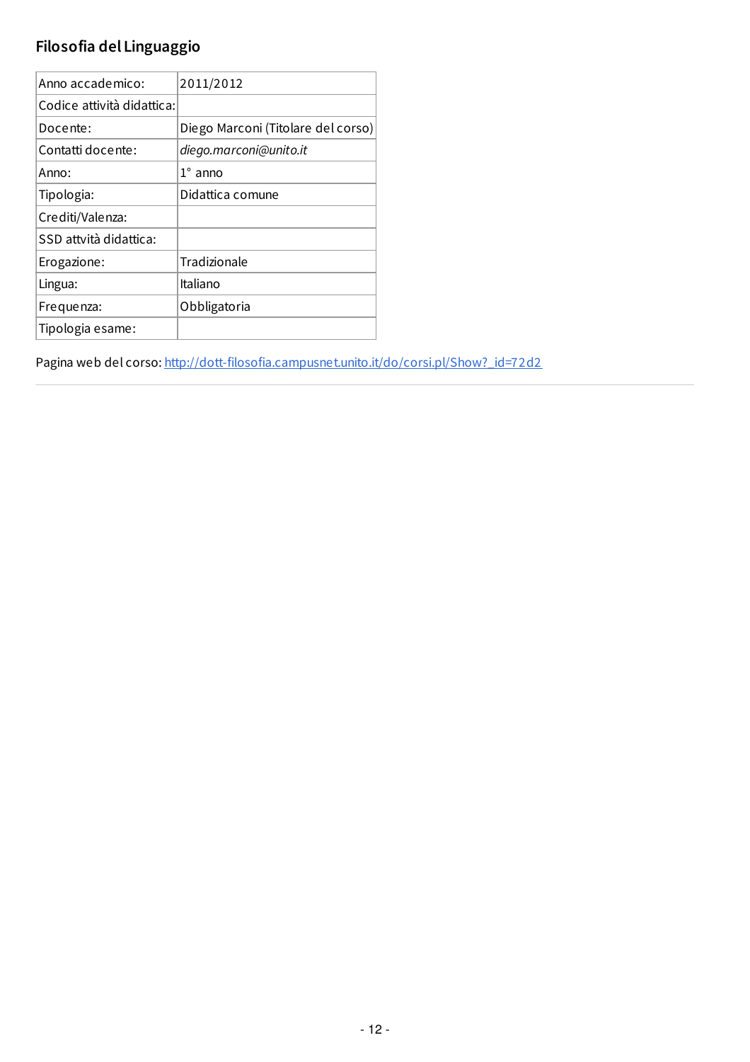## Filosofia del Linguaggio

| Anno accademico: | 2011/2012 |
| --- | --- |
| Codice attività didattica: | |
| Docente: | Diego Marconi (Titolare del corso) |
| Contatti docente: | *diego.marconi@unito.it* |
| Anno: | 1° anno |
| Tipologia: | Didattica comune |
| Crediti/Valenza: | |
| SSD attvità didattica: | |
| Erogazione: | Tradizionale |
| Lingua: | Italiano |
| Frequenza: | Obbligatoria |
| Tipologia esame: | |

Pagina web del corso: [http://dott-filosofia.campusnet.unito.it/do/corsi.pl/Show?_id=72d2](http://dott-filosofia.campusnet.unito.it/do/corsi.pl/Show?_id=72d2)

---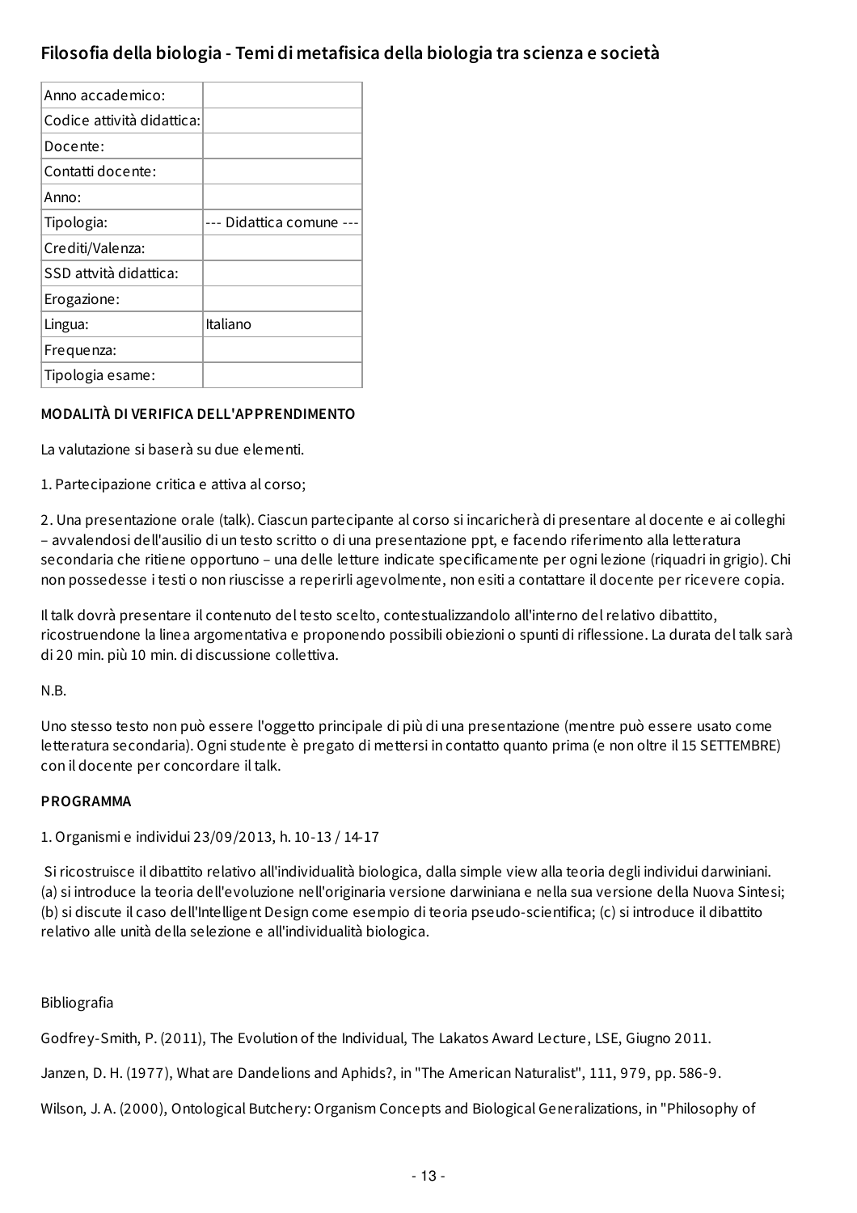## Filosofia della biologia - Temi di metafisica della biologia tra scienza e società

| Anno accademico: | |
|---|---|
| Codice attività didattica: | |
| Docente: | |
| Contatti docente: | |
| Anno: | |
| Tipologia: | --- Didattica comune --- |
| Crediti/Valenza: | |
| SSD attvità didattica: | |
| Erogazione: | |
| Lingua: | Italiano |
| Frequenza: | |
| Tipologia esame: | |

**MODALITÀ DI VERIFICA DELL'APPRENDIMENTO**

La valutazione si baserà su due elementi.

1. Partecipazione critica e attiva al corso;

2. Una presentazione orale (talk). Ciascun partecipante al corso si incaricherà di presentare al docente e ai colleghi – avvalendosi dell'ausilio di un testo scritto o di una presentazione ppt, e facendo riferimento alla letteratura secondaria che ritiene opportuno – una delle letture indicate specificamente per ogni lezione (riquadri in grigio). Chi non possedesse i testi o non riuscisse a reperirli agevolmente, non esiti a contattare il docente per ricevere copia.

Il talk dovrà presentare il contenuto del testo scelto, contestualizzandolo all'interno del relativo dibattito, ricostruendone la linea argomentativa e proponendo possibili obiezioni o spunti di riflessione. La durata del talk sarà di 20 min. più 10 min. di discussione collettiva.

N.B.

Uno stesso testo non può essere l'oggetto principale di più di una presentazione (mentre può essere usato come letteratura secondaria). Ogni studente è pregato di mettersi in contatto quanto prima (e non oltre il 15 SETTEMBRE) con il docente per concordare il talk.

**PROGRAMMA**

1. Organismi e individui 23/09/2013, h. 10-13 / 14-17

Si ricostruisce il dibattito relativo all'individualità biologica, dalla simple view alla teoria degli individui darwiniani. (a) si introduce la teoria dell'evoluzione nell'originaria versione darwiniana e nella sua versione della Nuova Sintesi; (b) si discute il caso dell'Intelligent Design come esempio di teoria pseudo-scientifica; (c) si introduce il dibattito relativo alle unità della selezione e all'individualità biologica.

Bibliografia

Godfrey-Smith, P. (2011), The Evolution of the Individual, The Lakatos Award Lecture, LSE, Giugno 2011.

Janzen, D. H. (1977), What are Dandelions and Aphids?, in "The American Naturalist", 111, 979, pp. 586-9.

Wilson, J. A. (2000), Ontological Butchery: Organism Concepts and Biological Generalizations, in "Philosophy of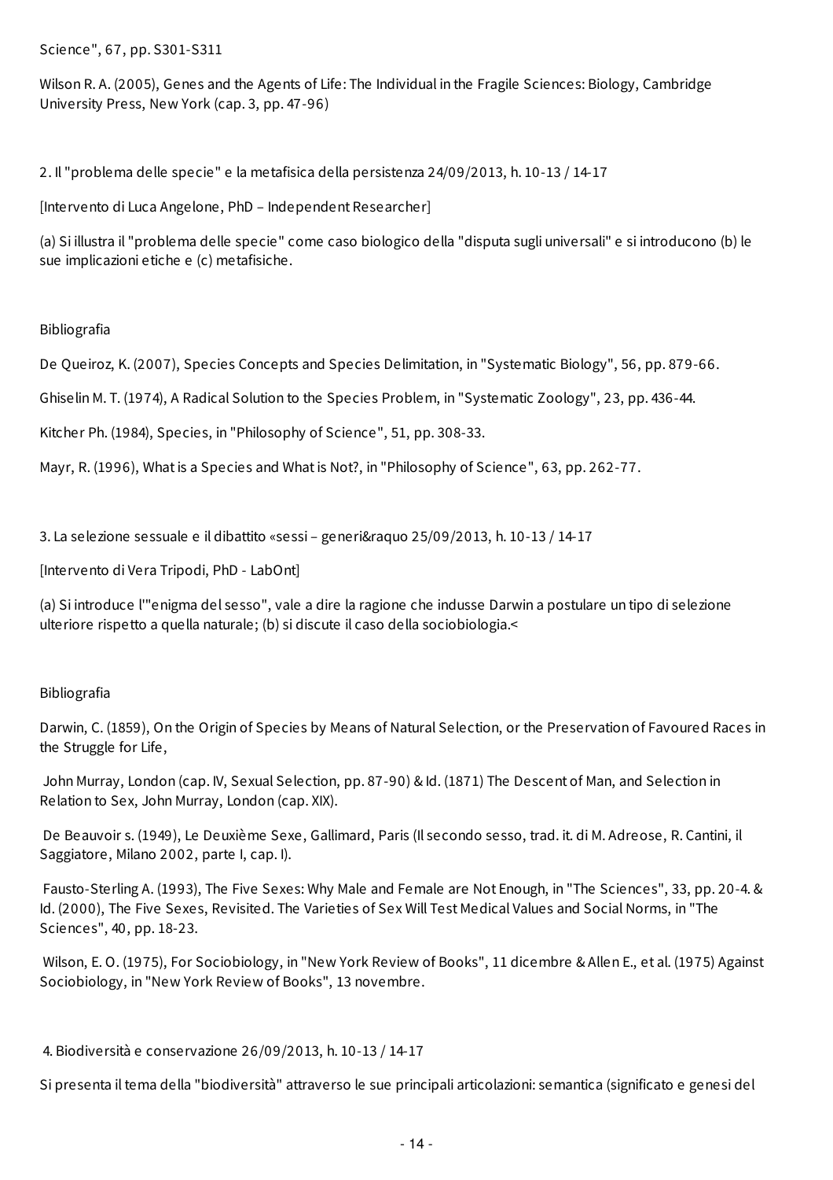Science", 67, pp. S301-S311

Wilson R. A. (2005), Genes and the Agents of Life: The Individual in the Fragile Sciences: Biology, Cambridge University Press, New York (cap. 3, pp. 47-96)

2. Il "problema delle specie" e la metafisica della persistenza 24/09/2013, h. 10-13 / 14-17

[Intervento di Luca Angelone, PhD – Independent Researcher]

(a) Si illustra il "problema delle specie" come caso biologico della "disputa sugli universali" e si introducono (b) le sue implicazioni etiche e (c) metafisiche.

Bibliografia

De Queiroz, K. (2007), Species Concepts and Species Delimitation, in "Systematic Biology", 56, pp. 879-66.

Ghiselin M. T. (1974), A Radical Solution to the Species Problem, in "Systematic Zoology", 23, pp. 436-44.

Kitcher Ph. (1984), Species, in "Philosophy of Science", 51, pp. 308-33.

Mayr, R. (1996), What is a Species and What is Not?, in "Philosophy of Science", 63, pp. 262-77.

3. La selezione sessuale e il dibattito «sessi – generi&raquo 25/09/2013, h. 10-13 / 14-17

[Intervento di Vera Tripodi, PhD - LabOnt]

(a) Si introduce l'"enigma del sesso", vale a dire la ragione che indusse Darwin a postulare un tipo di selezione ulteriore rispetto a quella naturale; (b) si discute il caso della sociobiologia.<

Bibliografia

Darwin, C. (1859), On the Origin of Species by Means of Natural Selection, or the Preservation of Favoured Races in the Struggle for Life,

John Murray, London (cap. IV, Sexual Selection, pp. 87-90) & Id. (1871) The Descent of Man, and Selection in Relation to Sex, John Murray, London (cap. XIX).

De Beauvoir s. (1949), Le Deuxième Sexe, Gallimard, Paris (Il secondo sesso, trad. it. di M. Adreose, R. Cantini, il Saggiatore, Milano 2002, parte I, cap. I).

Fausto-Sterling A. (1993), The Five Sexes: Why Male and Female are Not Enough, in "The Sciences", 33, pp. 20-4. & Id. (2000), The Five Sexes, Revisited. The Varieties of Sex Will Test Medical Values and Social Norms, in "The Sciences", 40, pp. 18-23.

Wilson, E. O. (1975), For Sociobiology, in "New York Review of Books", 11 dicembre & Allen E., et al. (1975) Against Sociobiology, in "New York Review of Books", 13 novembre.

4. Biodiversità e conservazione 26/09/2013, h. 10-13 / 14-17

Si presenta il tema della "biodiversità" attraverso le sue principali articolazioni: semantica (significato e genesi del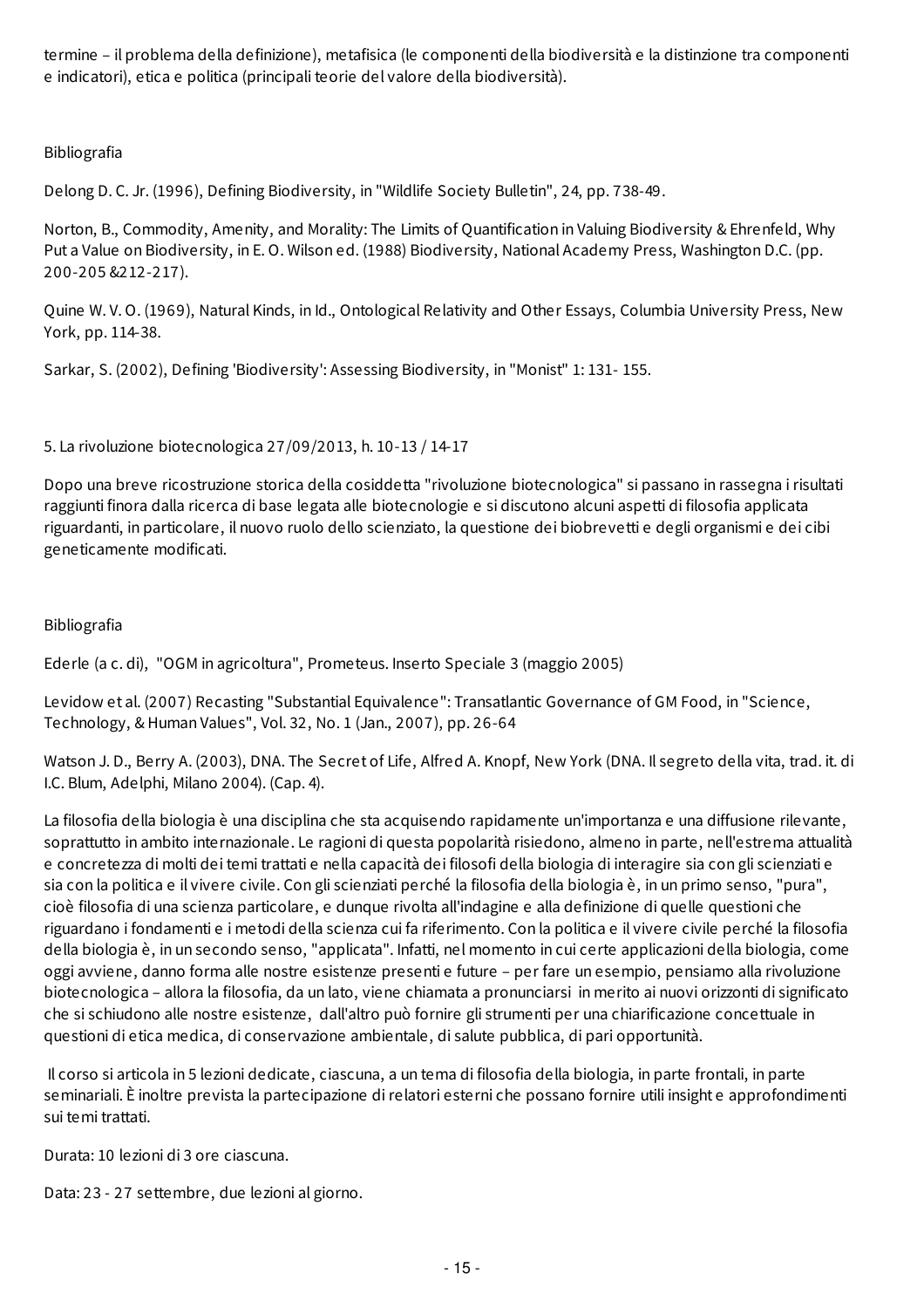termine – il problema della definizione), metafisica (le componenti della biodiversità e la distinzione tra componenti e indicatori), etica e politica (principali teorie del valore della biodiversità).

Bibliografia

Delong D. C. Jr. (1996), Defining Biodiversity, in "Wildlife Society Bulletin", 24, pp. 738-49.

Norton, B., Commodity, Amenity, and Morality: The Limits of Quantification in Valuing Biodiversity & Ehrenfeld, Why Put a Value on Biodiversity, in E. O. Wilson ed. (1988) Biodiversity, National Academy Press, Washington D.C. (pp. 200-205 &212-217).

Quine W. V. O. (1969), Natural Kinds, in Id., Ontological Relativity and Other Essays, Columbia University Press, New York, pp. 114-38.

Sarkar, S. (2002), Defining 'Biodiversity': Assessing Biodiversity, in "Monist" 1: 131- 155.

5. La rivoluzione biotecnologica 27/09/2013, h. 10-13 / 14-17

Dopo una breve ricostruzione storica della cosiddetta "rivoluzione biotecnologica" si passano in rassegna i risultati raggiunti finora dalla ricerca di base legata alle biotecnologie e si discutono alcuni aspetti di filosofia applicata riguardanti, in particolare, il nuovo ruolo dello scienziato, la questione dei biobrevetti e degli organismi e dei cibi geneticamente modificati.

Bibliografia

Ederle (a c. di), "OGM in agricoltura", Prometeus. Inserto Speciale 3 (maggio 2005)

Levidow et al. (2007) Recasting "Substantial Equivalence": Transatlantic Governance of GM Food, in "Science, Technology, & Human Values", Vol. 32, No. 1 (Jan., 2007), pp. 26-64

Watson J. D., Berry A. (2003), DNA. The Secret of Life, Alfred A. Knopf, New York (DNA. Il segreto della vita, trad. it. di I.C. Blum, Adelphi, Milano 2004). (Cap. 4).

La filosofia della biologia è una disciplina che sta acquisendo rapidamente un'importanza e una diffusione rilevante, soprattutto in ambito internazionale. Le ragioni di questa popolarità risiedono, almeno in parte, nell'estrema attualità e concretezza di molti dei temi trattati e nella capacità dei filosofi della biologia di interagire sia con gli scienziati e sia con la politica e il vivere civile. Con gli scienziati perché la filosofia della biologia è, in un primo senso, "pura", cioè filosofia di una scienza particolare, e dunque rivolta all'indagine e alla definizione di quelle questioni che riguardano i fondamenti e i metodi della scienza cui fa riferimento. Con la politica e il vivere civile perché la filosofia della biologia è, in un secondo senso, "applicata". Infatti, nel momento in cui certe applicazioni della biologia, come oggi avviene, danno forma alle nostre esistenze presenti e future – per fare un esempio, pensiamo alla rivoluzione biotecnologica – allora la filosofia, da un lato, viene chiamata a pronunciarsi in merito ai nuovi orizzonti di significato che si schiudono alle nostre esistenze, dall'altro può fornire gli strumenti per una chiarificazione concettuale in questioni di etica medica, di conservazione ambientale, di salute pubblica, di pari opportunità.

Il corso si articola in 5 lezioni dedicate, ciascuna, a un tema di filosofia della biologia, in parte frontali, in parte seminariali. È inoltre prevista la partecipazione di relatori esterni che possano fornire utili insight e approfondimenti sui temi trattati.

Durata: 10 lezioni di 3 ore ciascuna.

Data: 23 - 27 settembre, due lezioni al giorno.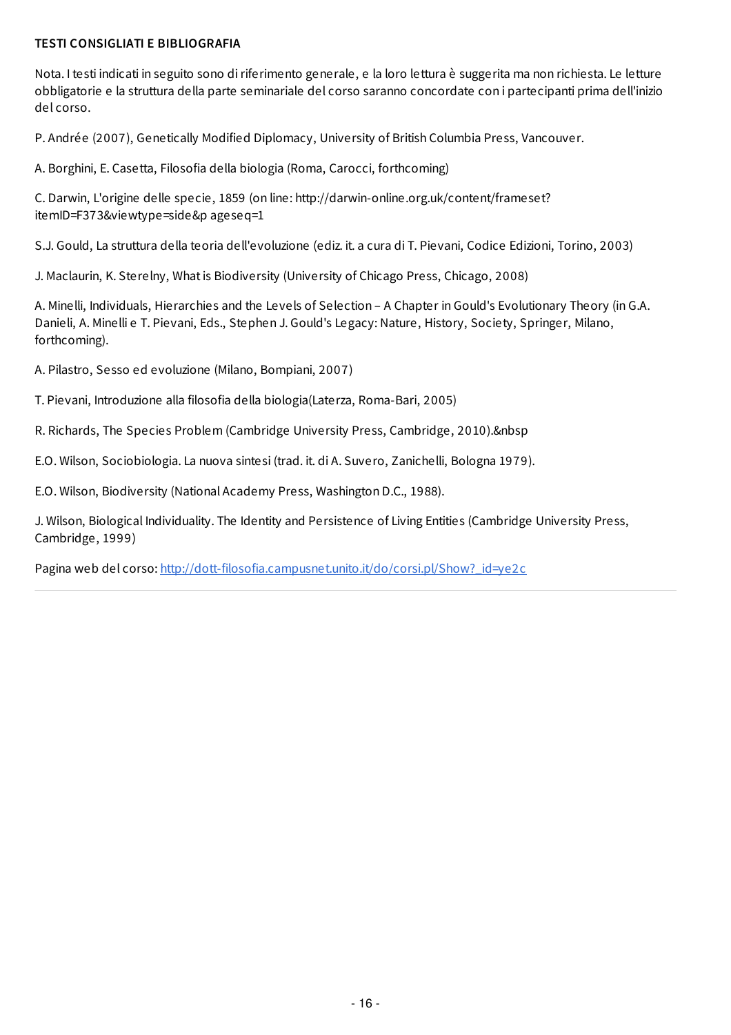**TESTI CONSIGLIATI E BIBLIOGRAFIA**

Nota. I testi indicati in seguito sono di riferimento generale, e la loro lettura è suggerita ma non richiesta. Le letture obbligatorie e la struttura della parte seminariale del corso saranno concordate con i partecipanti prima dell'inizio del corso.

P. Andrée (2007), Genetically Modified Diplomacy, University of British Columbia Press, Vancouver.

A. Borghini, E. Casetta, Filosofia della biologia (Roma, Carocci, forthcoming)

C. Darwin, L'origine delle specie, 1859 (on line: http://darwin-online.org.uk/content/frameset?itemID=F373&viewtype=side&p ageseq=1

S.J. Gould, La struttura della teoria dell'evoluzione (ediz. it. a cura di T. Pievani, Codice Edizioni, Torino, 2003)

J. Maclaurin, K. Sterelny, What is Biodiversity (University of Chicago Press, Chicago, 2008)

A. Minelli, Individuals, Hierarchies and the Levels of Selection – A Chapter in Gould's Evolutionary Theory (in G.A. Danieli, A. Minelli e T. Pievani, Eds., Stephen J. Gould's Legacy: Nature, History, Society, Springer, Milano, forthcoming).

A. Pilastro, Sesso ed evoluzione (Milano, Bompiani, 2007)

T. Pievani, Introduzione alla filosofia della biologia(Laterza, Roma-Bari, 2005)

R. Richards, The Species Problem (Cambridge University Press, Cambridge, 2010).&nbsp

E.O. Wilson, Sociobiologia. La nuova sintesi (trad. it. di A. Suvero, Zanichelli, Bologna 1979).

E.O. Wilson, Biodiversity (National Academy Press, Washington D.C., 1988).

J. Wilson, Biological Individuality. The Identity and Persistence of Living Entities (Cambridge University Press, Cambridge, 1999)

Pagina web del corso: http://dott-filosofia.campusnet.unito.it/do/corsi.pl/Show?_id=ye2c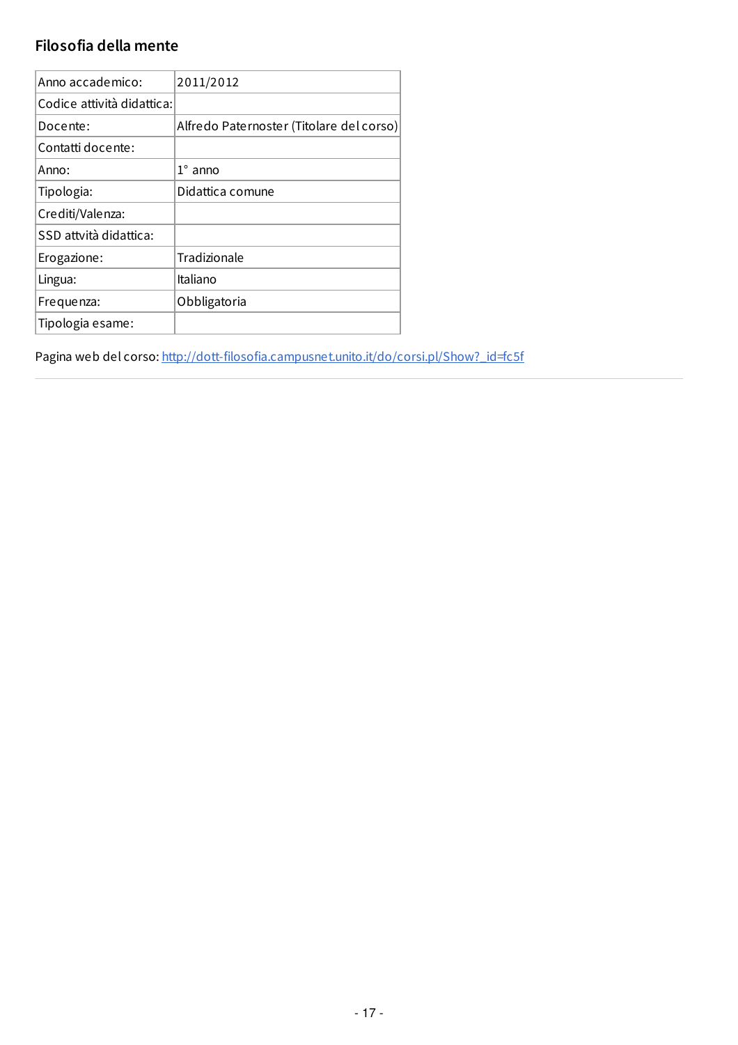## Filosofia della mente

| | |
|---|---|
| Anno accademico: | 2011/2012 |
| Codice attività didattica: | |
| Docente: | Alfredo Paternoster (Titolare del corso) |
| Contatti docente: | |
| Anno: | 1° anno |
| Tipologia: | Didattica comune |
| Crediti/Valenza: | |
| SSD attvità didattica: | |
| Erogazione: | Tradizionale |
| Lingua: | Italiano |
| Frequenza: | Obbligatoria |
| Tipologia esame: | |

Pagina web del corso: http://dott-filosofia.campusnet.unito.it/do/corsi.pl/Show?_id=fc5f

---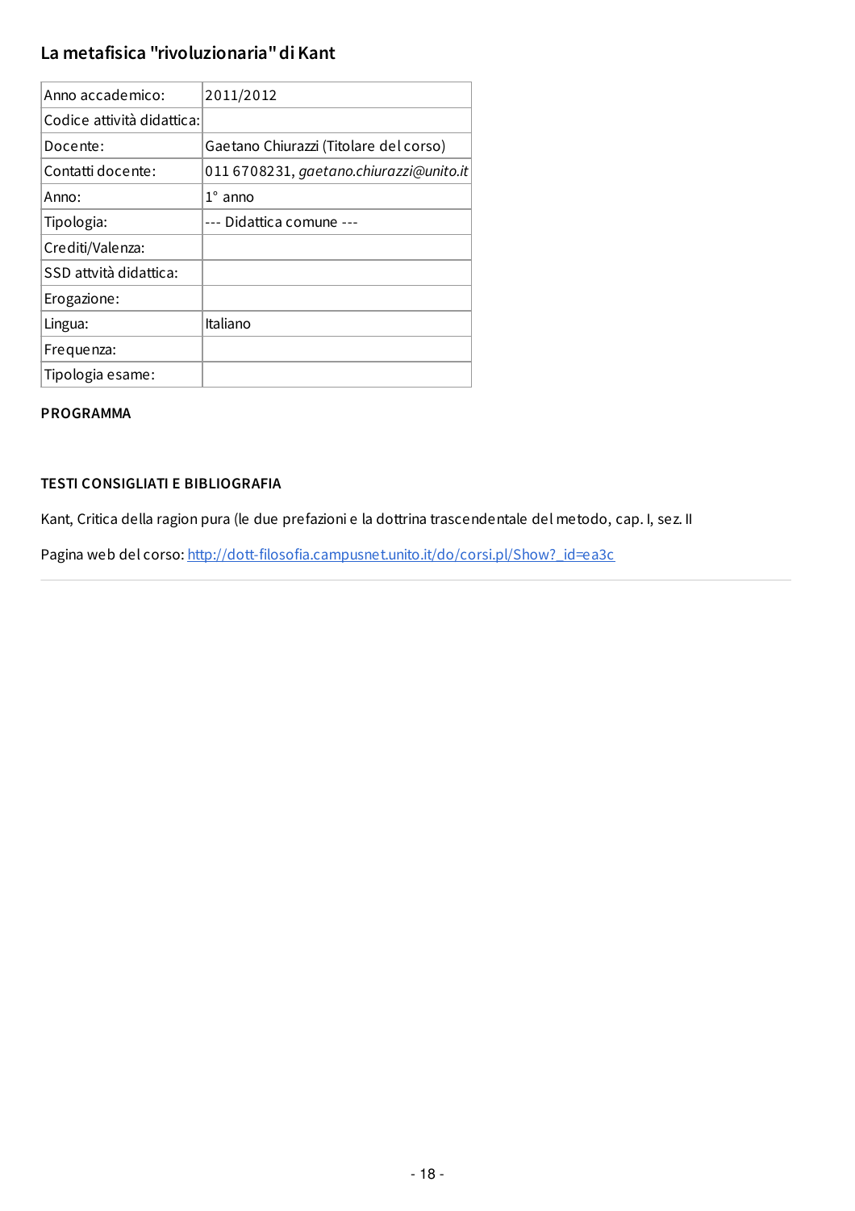## La metafisica "rivoluzionaria" di Kant

| Anno accademico: | 2011/2012 |
| --- | --- |
| Codice attività didattica: | |
| Docente: | Gaetano Chiurazzi (Titolare del corso) |
| Contatti docente: | 011 6708231, *gaetano.chiurazzi@unito.it* |
| Anno: | 1° anno |
| Tipologia: | --- Didattica comune --- |
| Crediti/Valenza: | |
| SSD attvità didattica: | |
| Erogazione: | |
| Lingua: | Italiano |
| Frequenza: | |
| Tipologia esame: | |

**PROGRAMMA**

**TESTI CONSIGLIATI E BIBLIOGRAFIA**

Kant, Critica della ragion pura (le due prefazioni e la dottrina trascendentale del metodo, cap. I, sez. II

Pagina web del corso: http://dott-filosofia.campusnet.unito.it/do/corsi.pl/Show?_id=ea3c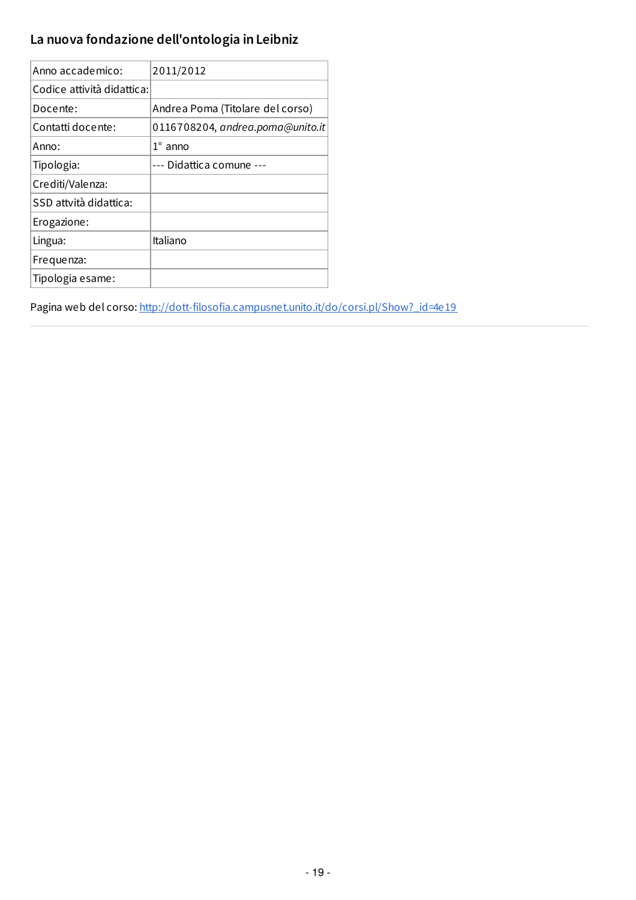## La nuova fondazione dell'ontologia in Leibniz

| | |
|---|---|
| Anno accademico: | 2011/2012 |
| Codice attività didattica: | |
| Docente: | Andrea Poma (Titolare del corso) |
| Contatti docente: | 0116708204, *andrea.poma@unito.it* |
| Anno: | 1° anno |
| Tipologia: | --- Didattica comune --- |
| Crediti/Valenza: | |
| SSD attvità didattica: | |
| Erogazione: | |
| Lingua: | Italiano |
| Frequenza: | |
| Tipologia esame: | |

Pagina web del corso: http://dott-filosofia.campusnet.unito.it/do/corsi.pl/Show?_id=4e19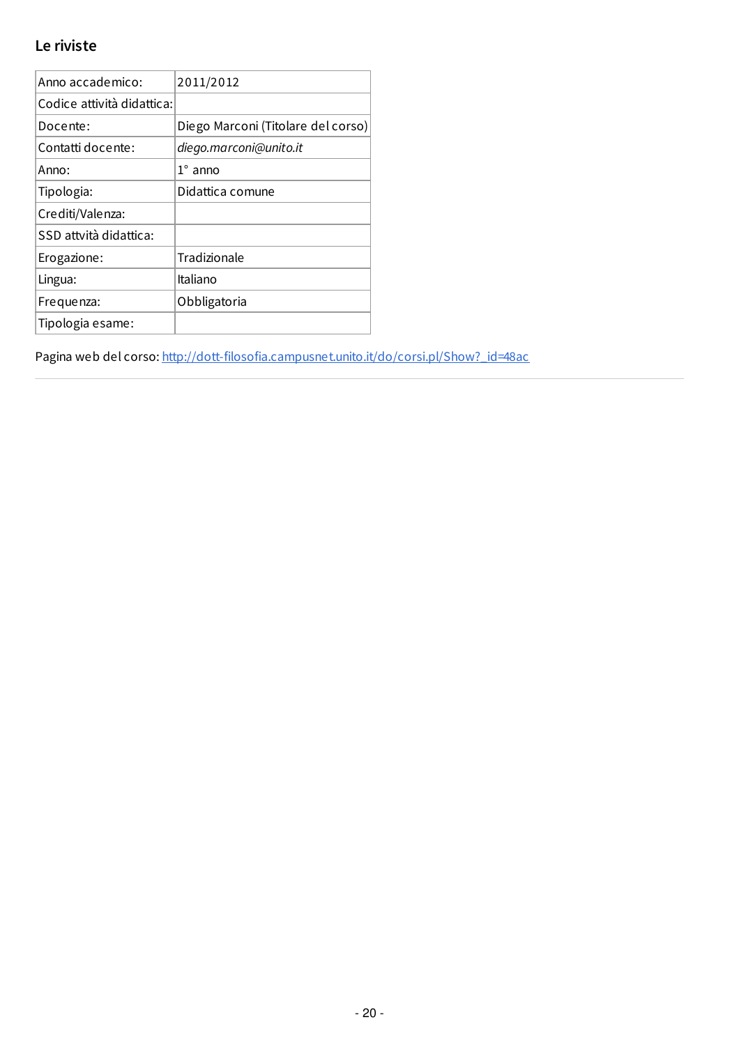## Le riviste

| Anno accademico: | 2011/2012 |
| --- | --- |
| Codice attività didattica: | |
| Docente: | Diego Marconi (Titolare del corso) |
| Contatti docente: | *diego.marconi@unito.it* |
| Anno: | 1° anno |
| Tipologia: | Didattica comune |
| Crediti/Valenza: | |
| SSD attvità didattica: | |
| Erogazione: | Tradizionale |
| Lingua: | Italiano |
| Frequenza: | Obbligatoria |
| Tipologia esame: | |

Pagina web del corso: [http://dott-filosofia.campusnet.unito.it/do/corsi.pl/Show?_id=48ac](http://dott-filosofia.campusnet.unito.it/do/corsi.pl/Show?_id=48ac)

---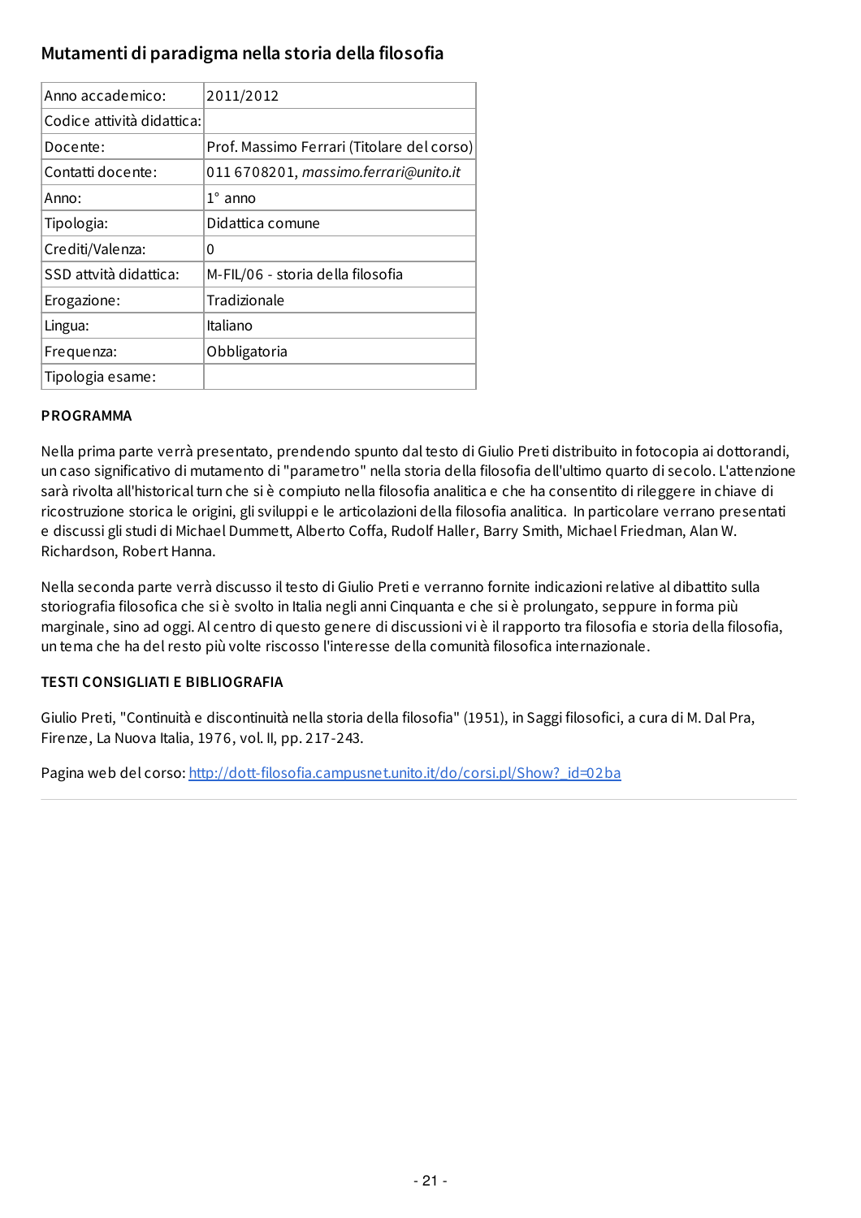## Mutamenti di paradigma nella storia della filosofia

| | |
|---|---|
| Anno accademico: | 2011/2012 |
| Codice attività didattica: | |
| Docente: | Prof. Massimo Ferrari (Titolare del corso) |
| Contatti docente: | 011 6708201, *massimo.ferrari@unito.it* |
| Anno: | 1° anno |
| Tipologia: | Didattica comune |
| Crediti/Valenza: | 0 |
| SSD attvità didattica: | M-FIL/06 - storia della filosofia |
| Erogazione: | Tradizionale |
| Lingua: | Italiano |
| Frequenza: | Obbligatoria |
| Tipologia esame: | |

**PROGRAMMA**

Nella prima parte verrà presentato, prendendo spunto dal testo di Giulio Preti distribuito in fotocopia ai dottorandi, un caso significativo di mutamento di "parametro" nella storia della filosofia dell'ultimo quarto di secolo. L'attenzione sarà rivolta all'historical turn che si è compiuto nella filosofia analitica e che ha consentito di rileggere in chiave di ricostruzione storica le origini, gli sviluppi e le articolazioni della filosofia analitica. In particolare verranno presentati e discussi gli studi di Michael Dummett, Alberto Coffa, Rudolf Haller, Barry Smith, Michael Friedman, Alan W. Richardson, Robert Hanna.

Nella seconda parte verrà discusso il testo di Giulio Preti e verranno fornite indicazioni relative al dibattito sulla storiografia filosofica che si è svolto in Italia negli anni Cinquanta e che si è prolungato, seppure in forma più marginale, sino ad oggi. Al centro di questo genere di discussioni vi è il rapporto tra filosofia e storia della filosofia, un tema che ha del resto più volte riscosso l'interesse della comunità filosofica internazionale.

**TESTI CONSIGLIATI E BIBLIOGRAFIA**

Giulio Preti, "Continuità e discontinuità nella storia della filosofia" (1951), in Saggi filosofici, a cura di M. Dal Pra, Firenze, La Nuova Italia, 1976, vol. II, pp. 217-243.

Pagina web del corso: http://dott-filosofia.campusnet.unito.it/do/corsi.pl/Show?_id=02ba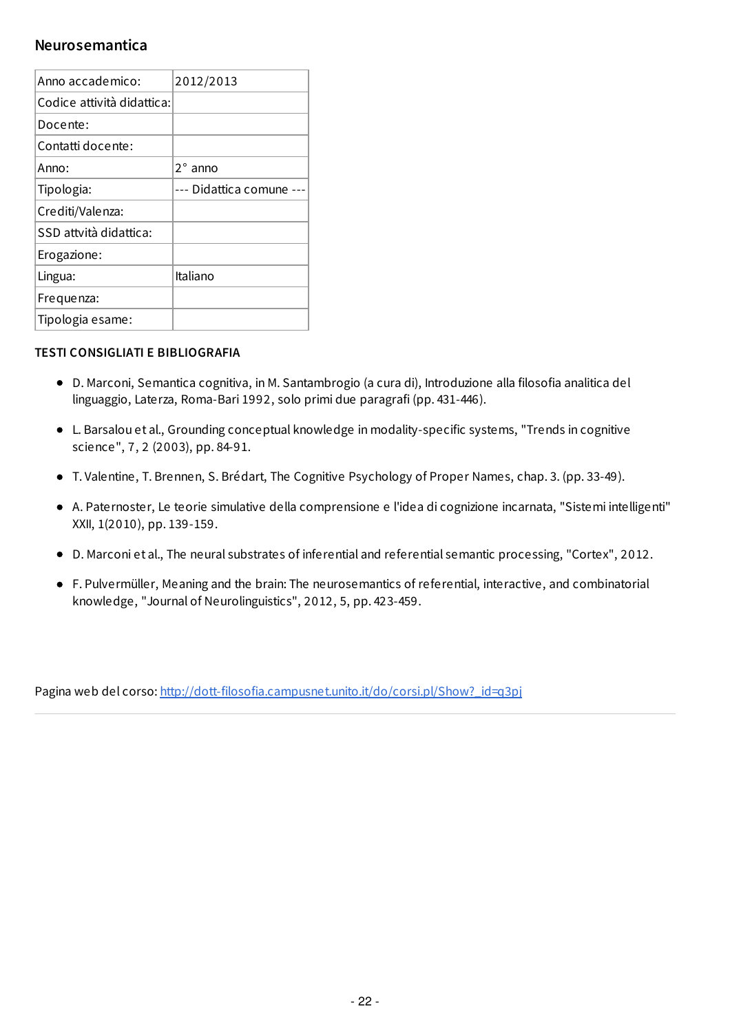## Neurosemantica

| Anno accademico: | 2012/2013 |
|---|---|
| Codice attività didattica: | |
| Docente: | |
| Contatti docente: | |
| Anno: | 2° anno |
| Tipologia: | --- Didattica comune --- |
| Crediti/Valenza: | |
| SSD attvità didattica: | |
| Erogazione: | |
| Lingua: | Italiano |
| Frequenza: | |
| Tipologia esame: | |

**TESTI CONSIGLIATI E BIBLIOGRAFIA**

- D. Marconi, Semantica cognitiva, in M. Santambrogio (a cura di), Introduzione alla filosofia analitica del linguaggio, Laterza, Roma-Bari 1992, solo primi due paragrafi (pp. 431-446).
- L. Barsalou et al., Grounding conceptual knowledge in modality-specific systems, "Trends in cognitive science", 7, 2 (2003), pp. 84-91.
- T. Valentine, T. Brennen, S. Brédart, The Cognitive Psychology of Proper Names, chap. 3. (pp. 33-49).
- A. Paternoster, Le teorie simulative della comprensione e l'idea di cognizione incarnata, "Sistemi intelligenti" XXII, 1(2010), pp. 139-159.
- D. Marconi et al., The neural substrates of inferential and referential semantic processing, "Cortex", 2012.
- F. Pulvermüller, Meaning and the brain: The neurosemantics of referential, interactive, and combinatorial knowledge, "Journal of Neurolinguistics", 2012, 5, pp. 423-459.

Pagina web del corso: http://dott-filosofia.campusnet.unito.it/do/corsi.pl/Show?_id=q3pj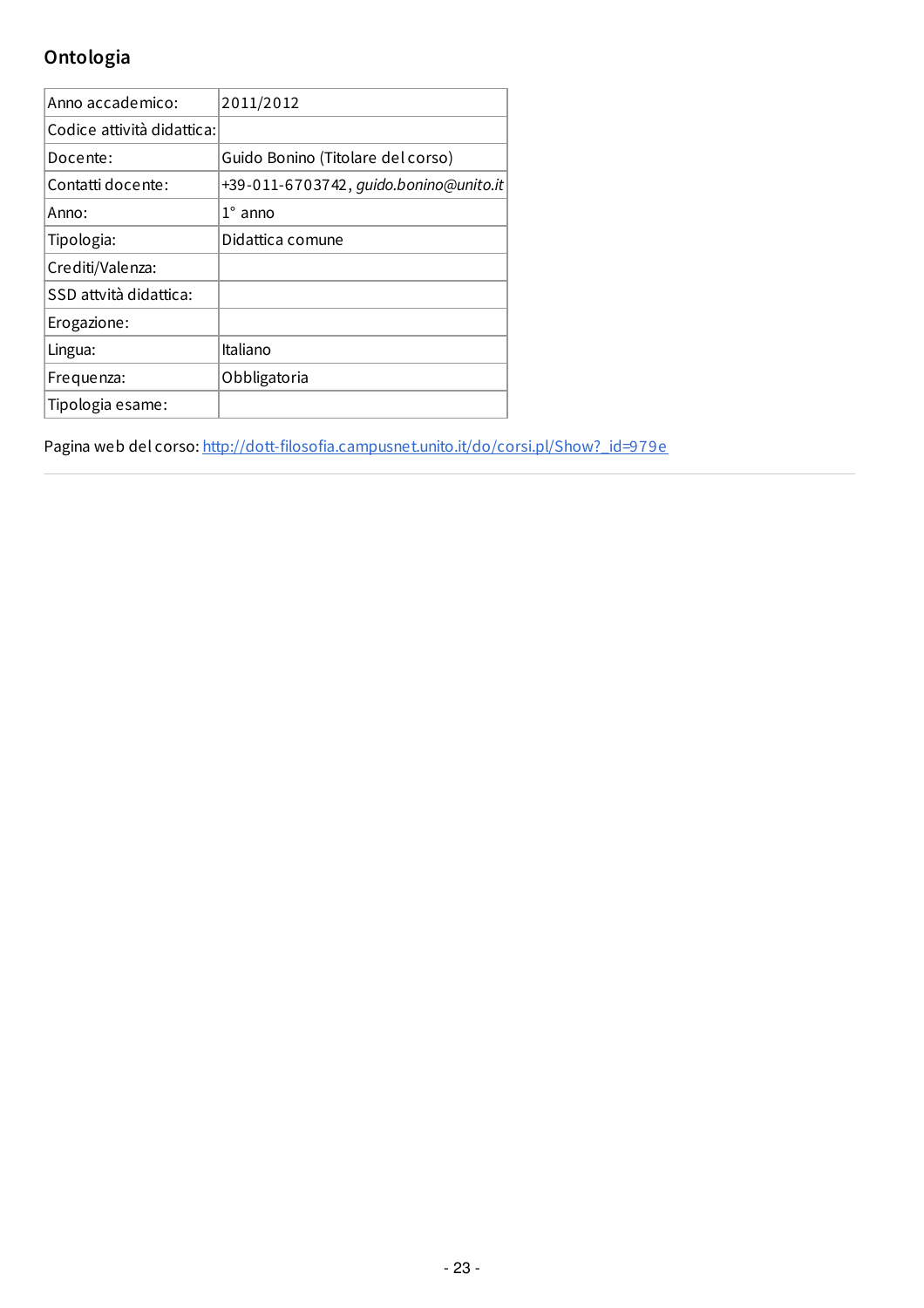## Ontologia

| Anno accademico: | 2011/2012 |
|---|---|
| Codice attività didattica: | |
| Docente: | Guido Bonino (Titolare del corso) |
| Contatti docente: | +39-011-6703742, *guido.bonino@unito.it* |
| Anno: | 1° anno |
| Tipologia: | Didattica comune |
| Crediti/Valenza: | |
| SSD attvità didattica: | |
| Erogazione: | |
| Lingua: | Italiano |
| Frequenza: | Obbligatoria |
| Tipologia esame: | |

Pagina web del corso: [http://dott-filosofia.campusnet.unito.it/do/corsi.pl/Show?_id=979e](http://dott-filosofia.campusnet.unito.it/do/corsi.pl/Show?_id=979e)

---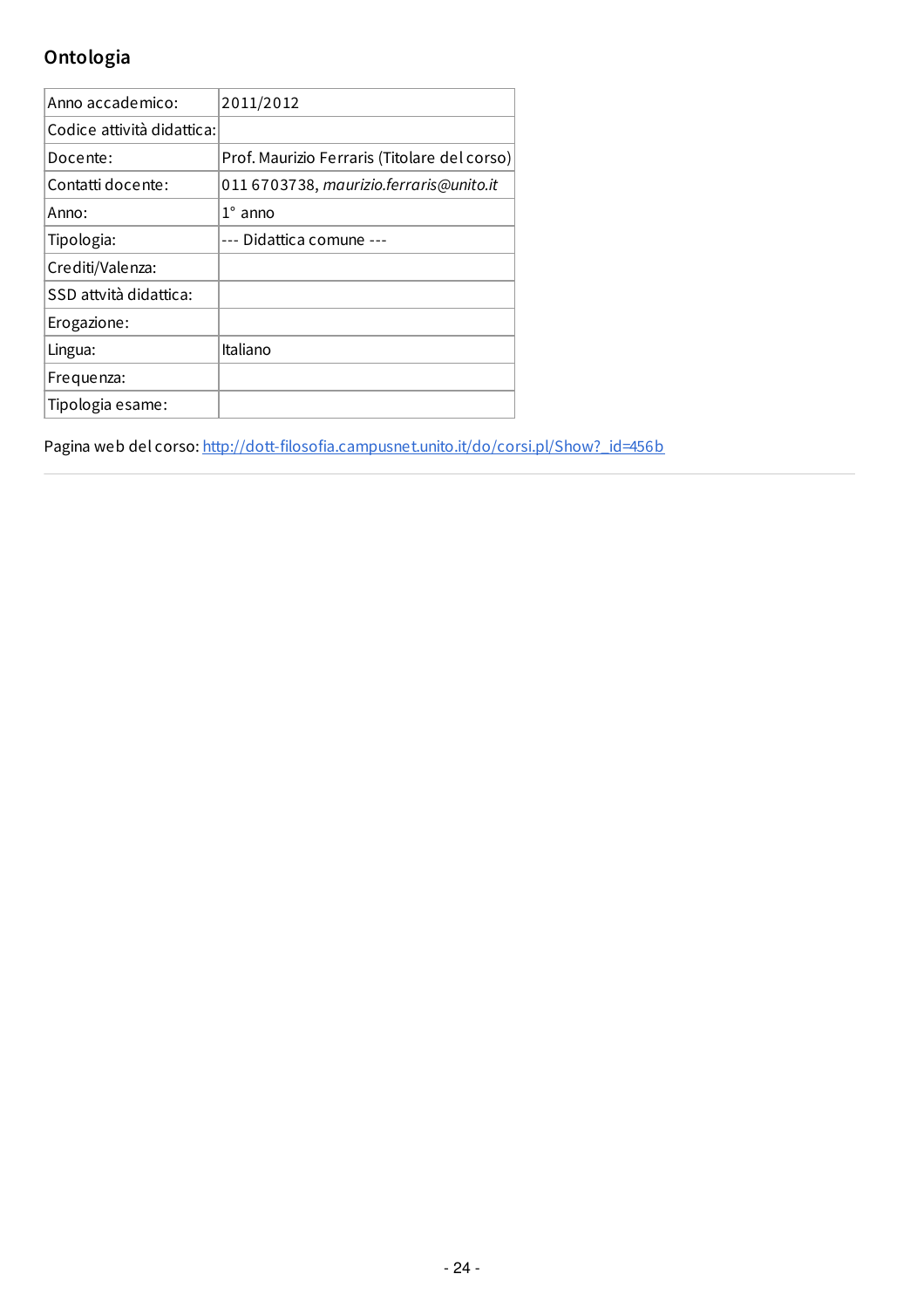## Ontologia

| Anno accademico: | 2011/2012 |
|---|---|
| Codice attività didattica: | |
| Docente: | Prof. Maurizio Ferraris (Titolare del corso) |
| Contatti docente: | 011 6703738, *maurizio.ferraris@unito.it* |
| Anno: | 1° anno |
| Tipologia: | --- Didattica comune --- |
| Crediti/Valenza: | |
| SSD attvità didattica: | |
| Erogazione: | |
| Lingua: | Italiano |
| Frequenza: | |
| Tipologia esame: | |

Pagina web del corso: [http://dott-filosofia.campusnet.unito.it/do/corsi.pl/Show?_id=456b](http://dott-filosofia.campusnet.unito.it/do/corsi.pl/Show?_id=456b)

---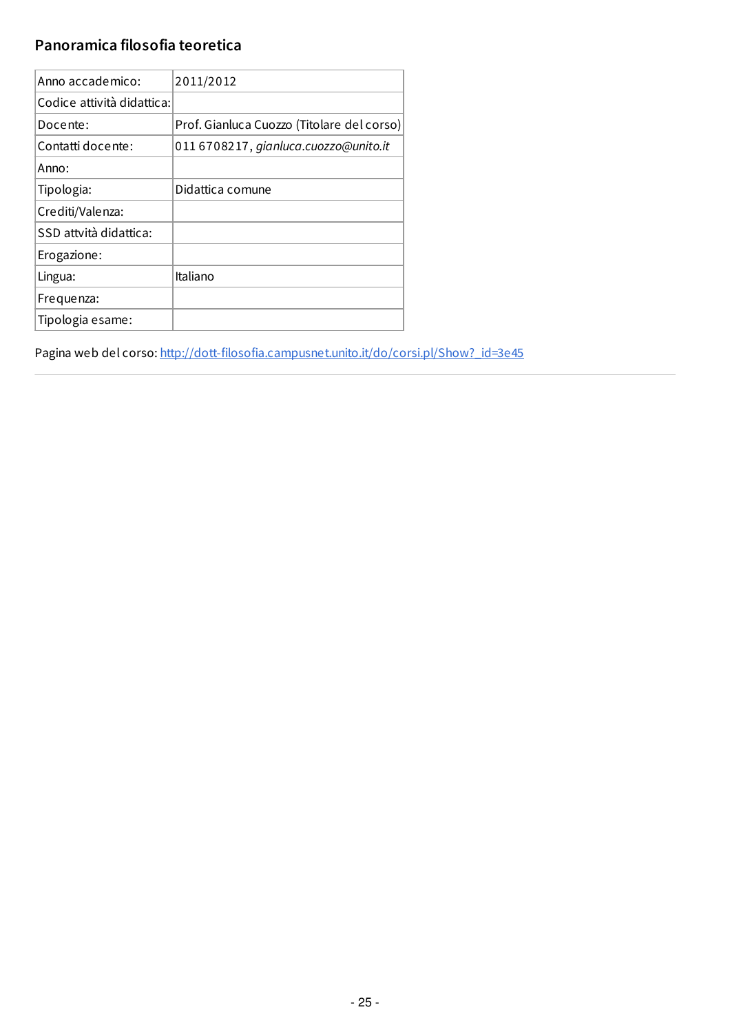## Panoramica filosofia teoretica

| | |
|---|---|
| Anno accademico: | 2011/2012 |
| Codice attività didattica: | |
| Docente: | Prof. Gianluca Cuozzo (Titolare del corso) |
| Contatti docente: | 011 6708217, *gianluca.cuozzo@unito.it* |
| Anno: | |
| Tipologia: | Didattica comune |
| Crediti/Valenza: | |
| SSD attvità didattica: | |
| Erogazione: | |
| Lingua: | Italiano |
| Frequenza: | |
| Tipologia esame: | |

Pagina web del corso: [http://dott-filosofia.campusnet.unito.it/do/corsi.pl/Show?_id=3e45](http://dott-filosofia.campusnet.unito.it/do/corsi.pl/Show?_id=3e45)

---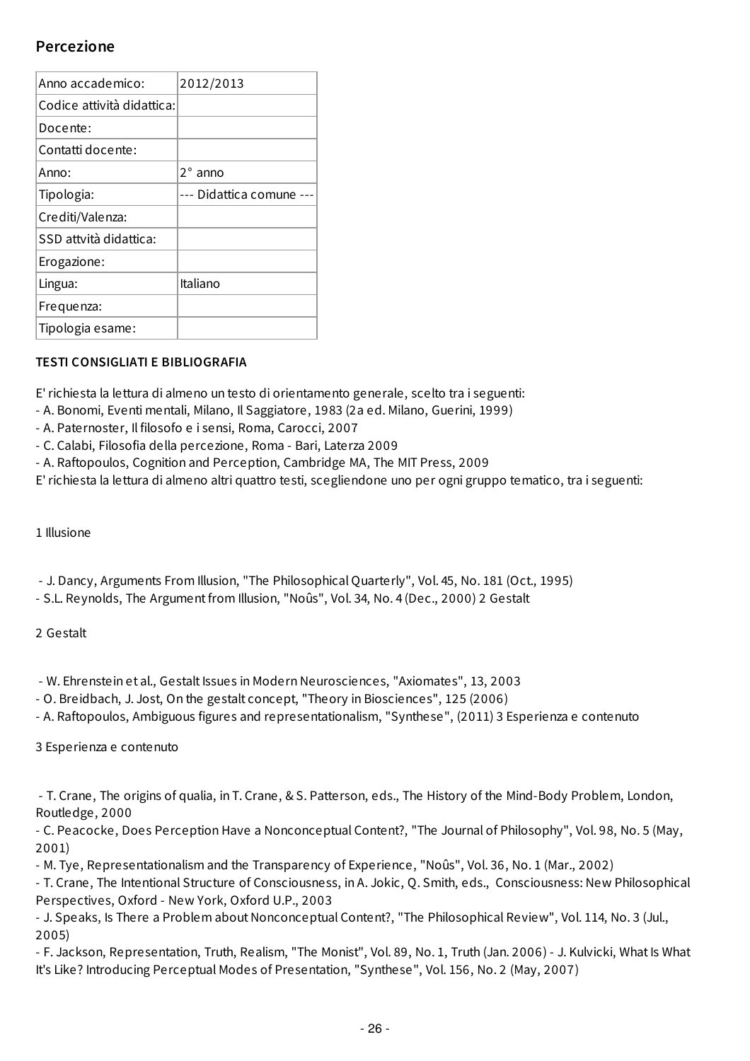## Percezione

| Anno accademico: | 2012/2013 |
|---|---|
| Codice attività didattica: | |
| Docente: | |
| Contatti docente: | |
| Anno: | 2° anno |
| Tipologia: | --- Didattica comune --- |
| Crediti/Valenza: | |
| SSD attvità didattica: | |
| Erogazione: | |
| Lingua: | Italiano |
| Frequenza: | |
| Tipologia esame: | |

**TESTI CONSIGLIATI E BIBLIOGRAFIA**

E' richiesta la lettura di almeno un testo di orientamento generale, scelto tra i seguenti:
- A. Bonomi, Eventi mentali, Milano, Il Saggiatore, 1983 (2a ed. Milano, Guerini, 1999)
- A. Paternoster, Il filosofo e i sensi, Roma, Carocci, 2007
- C. Calabi, Filosofia della percezione, Roma - Bari, Laterza 2009
- A. Raftopoulos, Cognition and Perception, Cambridge MA, The MIT Press, 2009

E' richiesta la lettura di almeno altri quattro testi, scegliendone uno per ogni gruppo tematico, tra i seguenti:

1 Illusione

- J. Dancy, Arguments From Illusion, "The Philosophical Quarterly", Vol. 45, No. 181 (Oct., 1995)
- S.L. Reynolds, The Argument from Illusion, "Noûs", Vol. 34, No. 4 (Dec., 2000) 2 Gestalt

2 Gestalt

- W. Ehrenstein et al., Gestalt Issues in Modern Neurosciences, "Axiomates", 13, 2003
- O. Breidbach, J. Jost, On the gestalt concept, "Theory in Biosciences", 125 (2006)
- A. Raftopoulos, Ambiguous figures and representationalism, "Synthese", (2011) 3 Esperienza e contenuto

3 Esperienza e contenuto

- T. Crane, The origins of qualia, in T. Crane, & S. Patterson, eds., The History of the Mind-Body Problem, London, Routledge, 2000
- C. Peacocke, Does Perception Have a Nonconceptual Content?, "The Journal of Philosophy", Vol. 98, No. 5 (May, 2001)
- M. Tye, Representationalism and the Transparency of Experience, "Noûs", Vol. 36, No. 1 (Mar., 2002)
- T. Crane, The Intentional Structure of Consciousness, in A. Jokic, Q. Smith, eds., Consciousness: New Philosophical Perspectives, Oxford - New York, Oxford U.P., 2003
- J. Speaks, Is There a Problem about Nonconceptual Content?, "The Philosophical Review", Vol. 114, No. 3 (Jul., 2005)
- F. Jackson, Representation, Truth, Realism, "The Monist", Vol. 89, No. 1, Truth (Jan. 2006) - J. Kulvicki, What Is What It's Like? Introducing Perceptual Modes of Presentation, "Synthese", Vol. 156, No. 2 (May, 2007)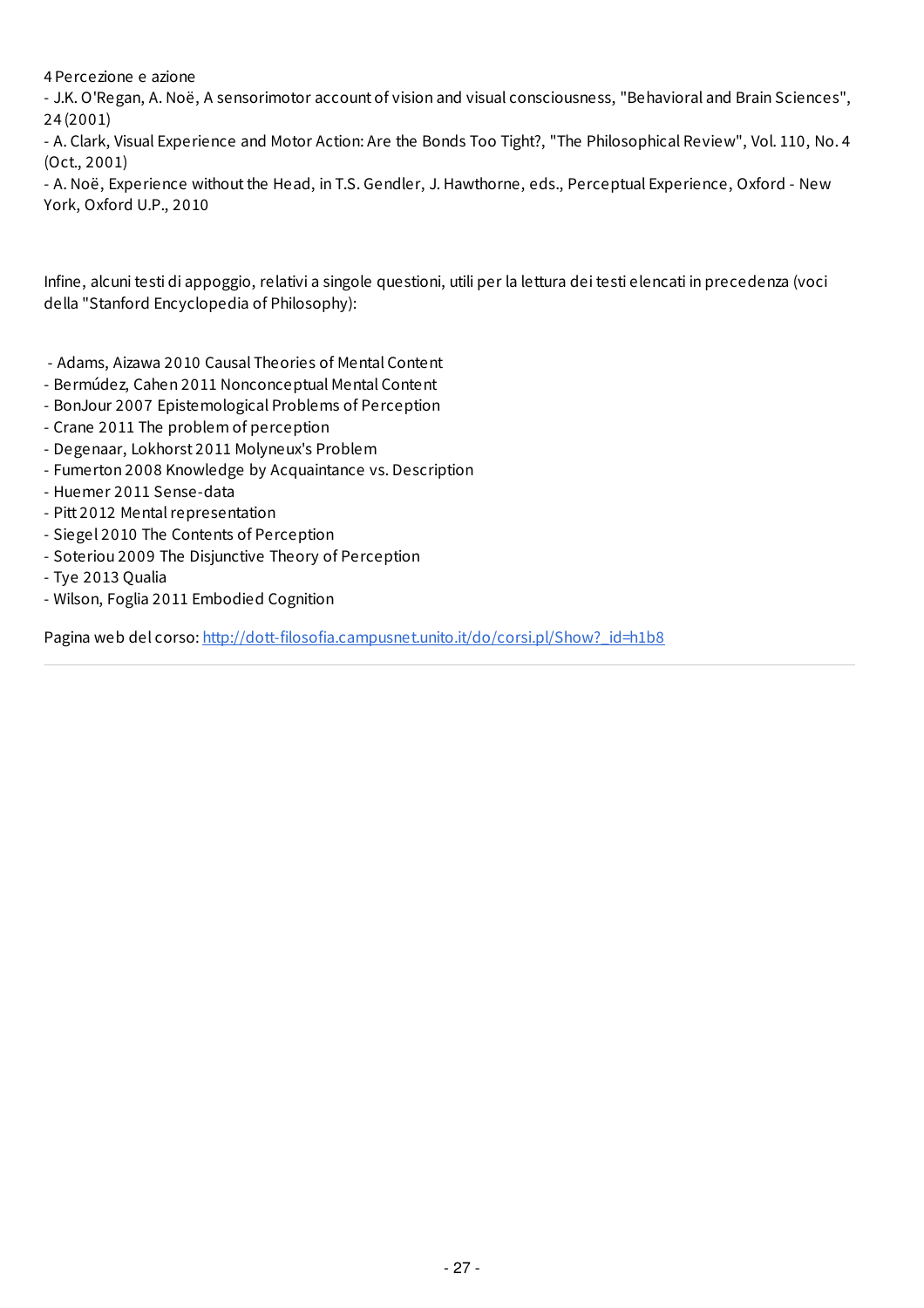4 Percezione e azione

- J.K. O'Regan, A. Noë, A sensorimotor account of vision and visual consciousness, "Behavioral and Brain Sciences", 24 (2001)
- A. Clark, Visual Experience and Motor Action: Are the Bonds Too Tight?, "The Philosophical Review", Vol. 110, No. 4 (Oct., 2001)
- A. Noë, Experience without the Head, in T.S. Gendler, J. Hawthorne, eds., Perceptual Experience, Oxford - New York, Oxford U.P., 2010

Infine, alcuni testi di appoggio, relativi a singole questioni, utili per la lettura dei testi elencati in precedenza (voci della "Stanford Encyclopedia of Philosophy):

- Adams, Aizawa 2010 Causal Theories of Mental Content
- Bermúdez, Cahen 2011 Nonconceptual Mental Content
- BonJour 2007 Epistemological Problems of Perception
- Crane 2011 The problem of perception
- Degenaar, Lokhorst 2011 Molyneux's Problem
- Fumerton 2008 Knowledge by Acquaintance vs. Description
- Huemer 2011 Sense-data
- Pitt 2012 Mental representation
- Siegel 2010 The Contents of Perception
- Soteriou 2009 The Disjunctive Theory of Perception
- Tye 2013 Qualia
- Wilson, Foglia 2011 Embodied Cognition

Pagina web del corso: [http://dott-filosofia.campusnet.unito.it/do/corsi.pl/Show?_id=h1b8](http://dott-filosofia.campusnet.unito.it/do/corsi.pl/Show?_id=h1b8)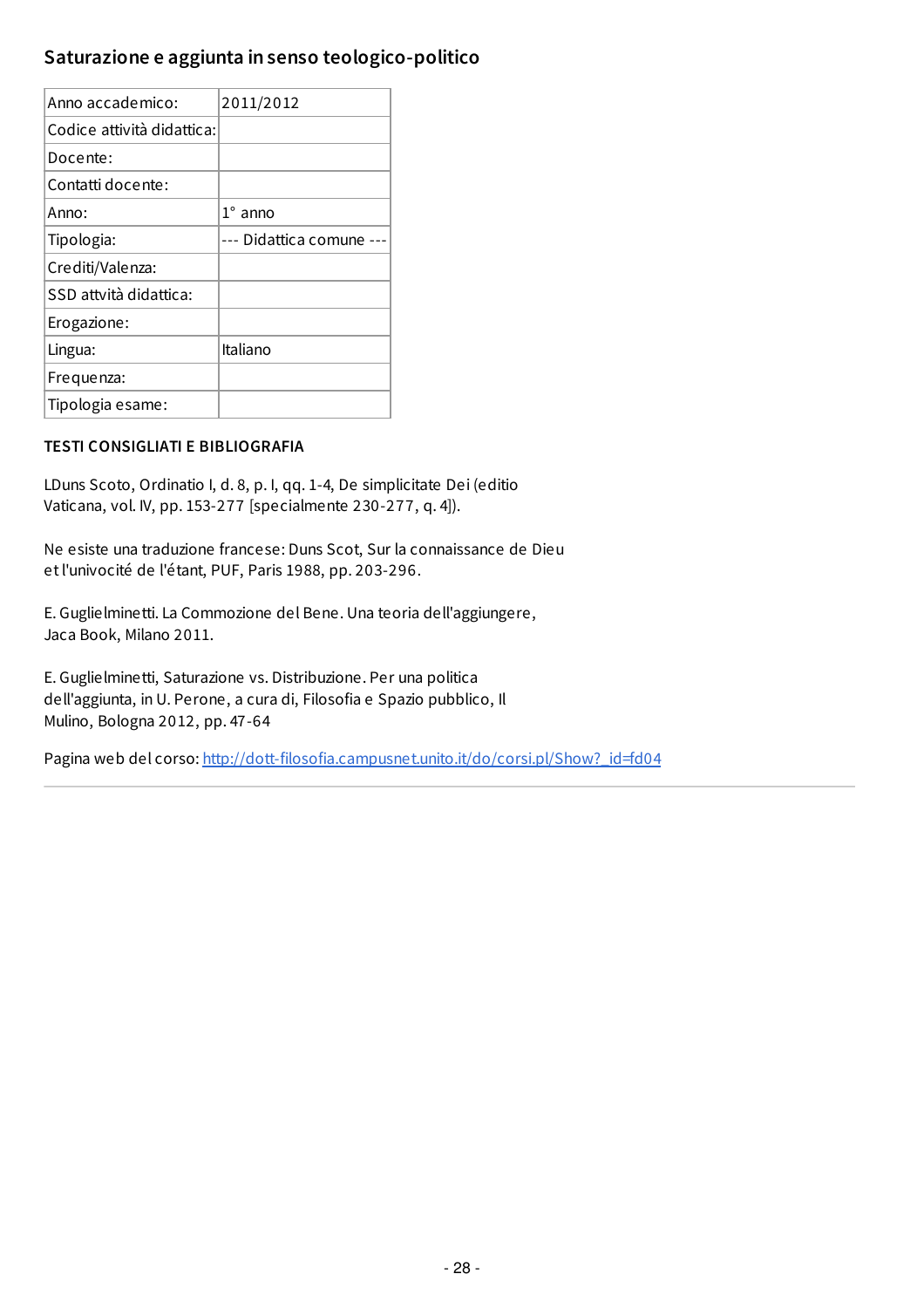## Saturazione e aggiunta in senso teologico-politico

| Anno accademico: | 2011/2012 |
|---|---|
| Codice attività didattica: | |
| Docente: | |
| Contatti docente: | |
| Anno: | 1° anno |
| Tipologia: | --- Didattica comune --- |
| Crediti/Valenza: | |
| SSD attvità didattica: | |
| Erogazione: | |
| Lingua: | Italiano |
| Frequenza: | |
| Tipologia esame: | |

**TESTI CONSIGLIATI E BIBLIOGRAFIA**

LDuns Scoto, Ordinatio I, d. 8, p. I, qq. 1-4, De simplicitate Dei (editio Vaticana, vol. IV, pp. 153-277 [specialmente 230-277, q. 4]).

Ne esiste una traduzione francese: Duns Scot, Sur la connaissance de Dieu et l'univocité de l'étant, PUF, Paris 1988, pp. 203-296.

E. Guglielminetti. La Commozione del Bene. Una teoria dell'aggiungere, Jaca Book, Milano 2011.

E. Guglielminetti, Saturazione vs. Distribuzione. Per una politica dell'aggiunta, in U. Perone, a cura di, Filosofia e Spazio pubblico, Il Mulino, Bologna 2012, pp. 47-64

Pagina web del corso: http://dott-filosofia.campusnet.unito.it/do/corsi.pl/Show?_id=fd04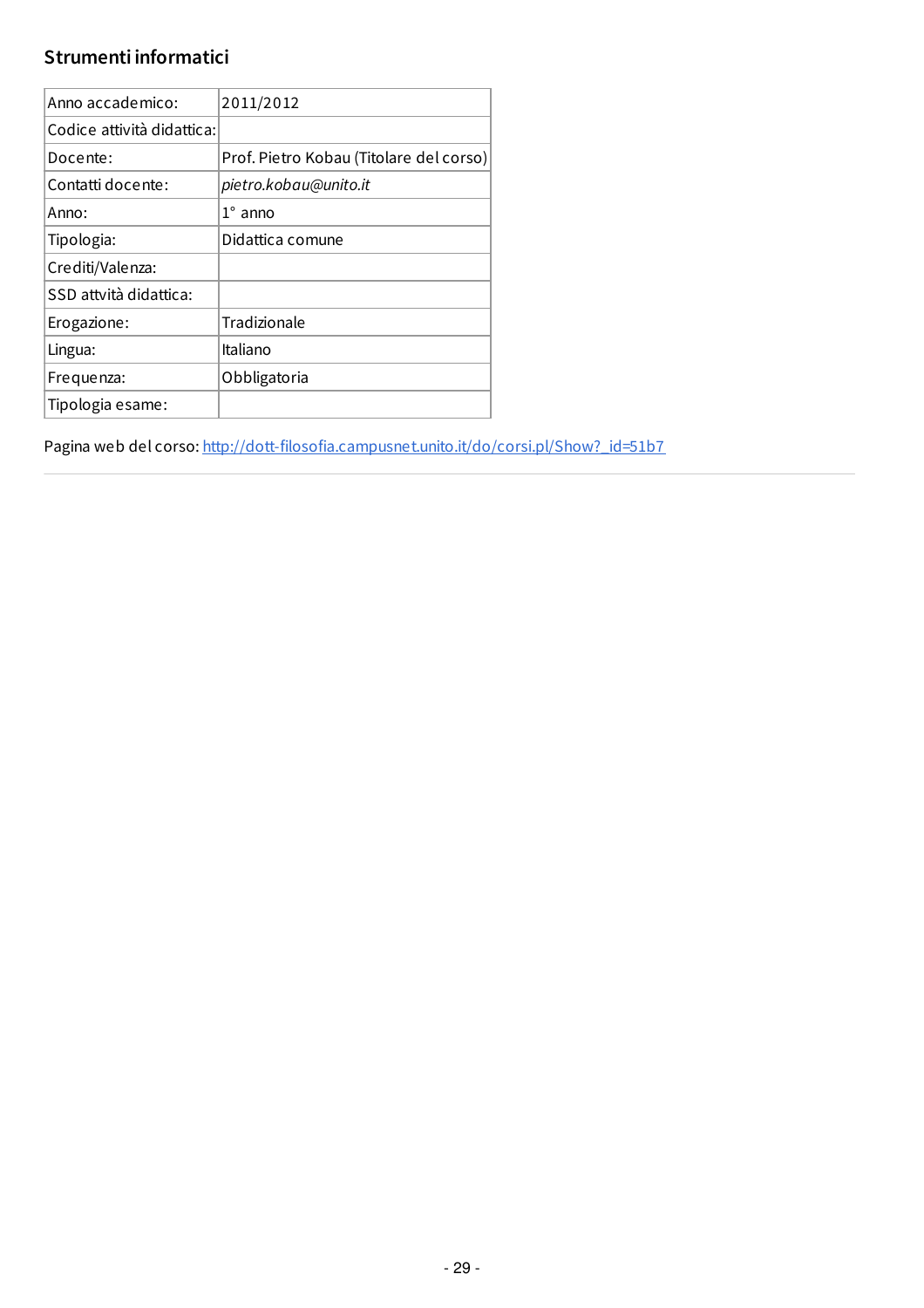### Strumenti informatici

| Anno accademico: | 2011/2012 |
|---|---|
| Codice attività didattica: | |
| Docente: | Prof. Pietro Kobau (Titolare del corso) |
| Contatti docente: | *pietro.kobau@unito.it* |
| Anno: | 1° anno |
| Tipologia: | Didattica comune |
| Crediti/Valenza: | |
| SSD attvità didattica: | |
| Erogazione: | Tradizionale |
| Lingua: | Italiano |
| Frequenza: | Obbligatoria |
| Tipologia esame: | |

Pagina web del corso: http://dott-filosofia.campusnet.unito.it/do/corsi.pl/Show?_id=51b7